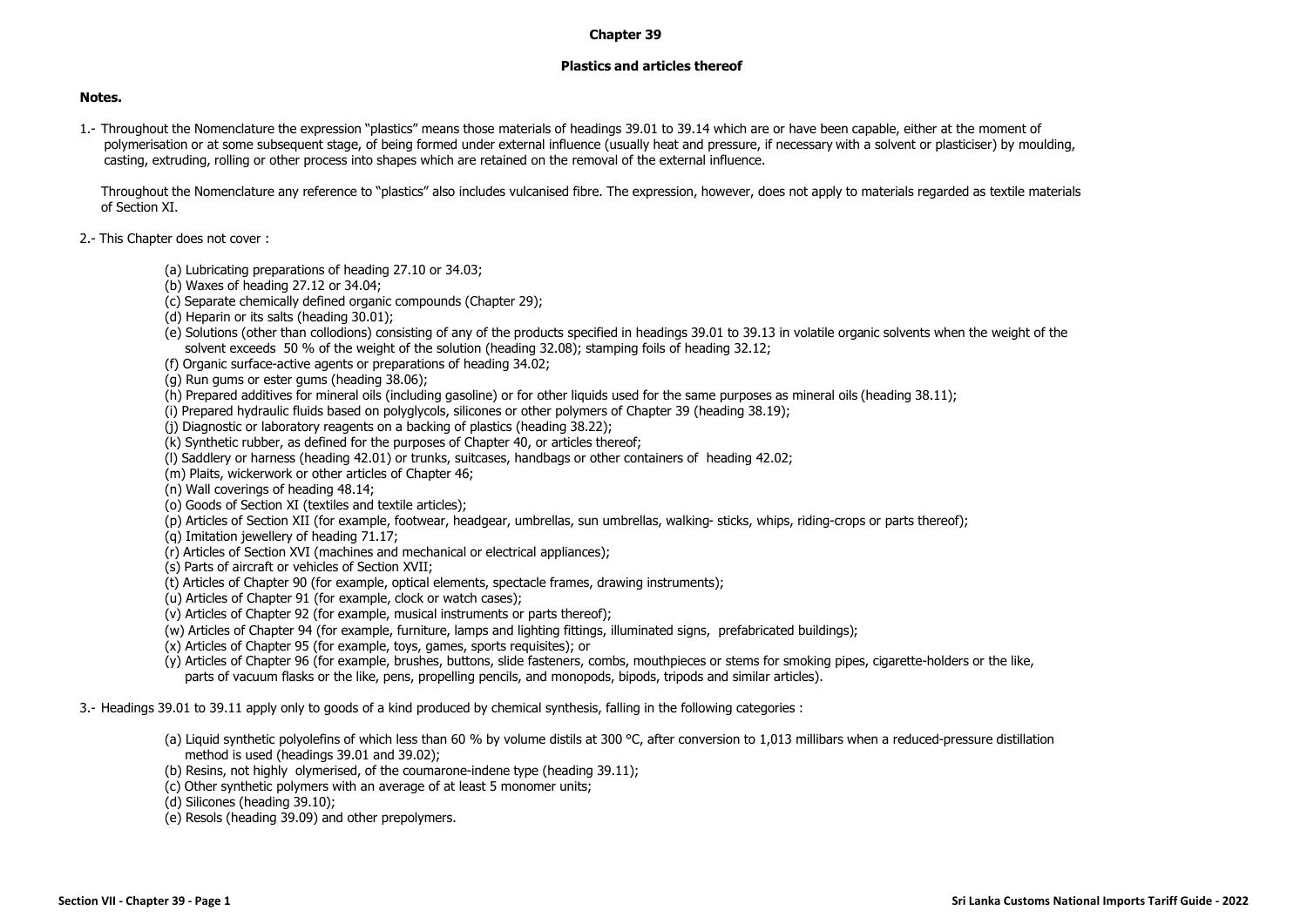# Chapter 39

## Plastics and articles thereof

**Notes.**

1.- Throughout the Nomenclature the expression "plastics" means those materials of headings 39.01 to 39.14 which are or have been capable, either at the moment of polymerisation or at some subsequent stage, of being formed under external influence (usually heat and pressure, if necessary with a solvent or plasticiser) by moulding, casting, extruding, rolling or other process into shapes which are retained on the removal of the external influence.

Throughout the Nomenclature any reference to "plastics" also includes vulcanised fibre. The expression, however, does not apply to materials regarded as textile materials of Section XI.

2.- This Chapter does not cover :

(a) Lubricating preparations of heading 27.10 or 34.03;
(b) Waxes of heading 27.12 or 34.04;
(c) Separate chemically defined organic compounds (Chapter 29);
(d) Heparin or its salts (heading 30.01);
(e) Solutions (other than collodions) consisting of any of the products specified in headings 39.01 to 39.13 in volatile organic solvents when the weight of the solvent exceeds 50 % of the weight of the solution (heading 32.08); stamping foils of heading 32.12;
(f) Organic surface-active agents or preparations of heading 34.02;
(g) Run gums or ester gums (heading 38.06);
(h) Prepared additives for mineral oils (including gasoline) or for other liquids used for the same purposes as mineral oils (heading 38.11);
(i) Prepared hydraulic fluids based on polyglycols, silicones or other polymers of Chapter 39 (heading 38.19);
(j) Diagnostic or laboratory reagents on a backing of plastics (heading 38.22);
(k) Synthetic rubber, as defined for the purposes of Chapter 40, or articles thereof;
(l) Saddlery or harness (heading 42.01) or trunks, suitcases, handbags or other containers of heading 42.02;
(m) Plaits, wickerwork or other articles of Chapter 46;
(n) Wall coverings of heading 48.14;
(o) Goods of Section XI (textiles and textile articles);
(p) Articles of Section XII (for example, footwear, headgear, umbrellas, sun umbrellas, walking- sticks, whips, riding-crops or parts thereof);
(q) Imitation jewellery of heading 71.17;
(r) Articles of Section XVI (machines and mechanical or electrical appliances);
(s) Parts of aircraft or vehicles of Section XVII;
(t) Articles of Chapter 90 (for example, optical elements, spectacle frames, drawing instruments);
(u) Articles of Chapter 91 (for example, clock or watch cases);
(v) Articles of Chapter 92 (for example, musical instruments or parts thereof);
(w) Articles of Chapter 94 (for example, furniture, lamps and lighting fittings, illuminated signs, prefabricated buildings);
(x) Articles of Chapter 95 (for example, toys, games, sports requisites); or
(y) Articles of Chapter 96 (for example, brushes, buttons, slide fasteners, combs, mouthpieces or stems for smoking pipes, cigarette-holders or the like, parts of vacuum flasks or the like, pens, propelling pencils, and monopods, bipods, tripods and similar articles).

3.- Headings 39.01 to 39.11 apply only to goods of a kind produced by chemical synthesis, falling in the following categories :

(a) Liquid synthetic polyolefins of which less than 60 % by volume distils at 300 °C, after conversion to 1,013 millibars when a reduced-pressure distillation method is used (headings 39.01 and 39.02);
(b) Resins, not highly olymerised, of the coumarone-indene type (heading 39.11);
(c) Other synthetic polymers with an average of at least 5 monomer units;
(d) Silicones (heading 39.10);
(e) Resols (heading 39.09) and other prepolymers.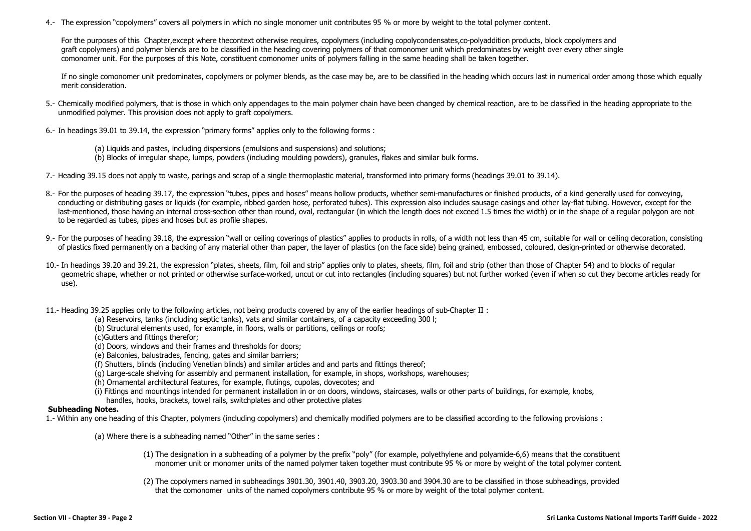4.- The expression "copolymers" covers all polymers in which no single monomer unit contributes 95 % or more by weight to the total polymer content.

For the purposes of this Chapter,except where thecontext otherwise requires, copolymers (including copolycondensates,co-polyaddition products, block copolymers and graft copolymers) and polymer blends are to be classified in the heading covering polymers of that comonomer unit which predominates by weight over every other single comonomer unit. For the purposes of this Note, constituent comonomer units of polymers falling in the same heading shall be taken together.

If no single comonomer unit predominates, copolymers or polymer blends, as the case may be, are to be classified in the heading which occurs last in numerical order among those which equally merit consideration.

5.- Chemically modified polymers, that is those in which only appendages to the main polymer chain have been changed by chemical reaction, are to be classified in the heading appropriate to the unmodified polymer. This provision does not apply to graft copolymers.

6.- In headings 39.01 to 39.14, the expression "primary forms" applies only to the following forms :

(a) Liquids and pastes, including dispersions (emulsions and suspensions) and solutions;
(b) Blocks of irregular shape, lumps, powders (including moulding powders), granules, flakes and similar bulk forms.

7.- Heading 39.15 does not apply to waste, parings and scrap of a single thermoplastic material, transformed into primary forms (headings 39.01 to 39.14).

8.- For the purposes of heading 39.17, the expression "tubes, pipes and hoses" means hollow products, whether semi-manufactures or finished products, of a kind generally used for conveying, conducting or distributing gases or liquids (for example, ribbed garden hose, perforated tubes). This expression also includes sausage casings and other lay-flat tubing. However, except for the last-mentioned, those having an internal cross-section other than round, oval, rectangular (in which the length does not exceed 1.5 times the width) or in the shape of a regular polygon are not to be regarded as tubes, pipes and hoses but as profile shapes.

9.- For the purposes of heading 39.18, the expression "wall or ceiling coverings of plastics" applies to products in rolls, of a width not less than 45 cm, suitable for wall or ceiling decoration, consisting of plastics fixed permanently on a backing of any material other than paper, the layer of plastics (on the face side) being grained, embossed, coloured, design-printed or otherwise decorated.

10.- In headings 39.20 and 39.21, the expression "plates, sheets, film, foil and strip" applies only to plates, sheets, film, foil and strip (other than those of Chapter 54) and to blocks of regular geometric shape, whether or not printed or otherwise surface-worked, uncut or cut into rectangles (including squares) but not further worked (even if when so cut they become articles ready for use).

11.- Heading 39.25 applies only to the following articles, not being products covered by any of the earlier headings of sub-Chapter II :

(a) Reservoirs, tanks (including septic tanks), vats and similar containers, of a capacity exceeding 300 l;
(b) Structural elements used, for example, in floors, walls or partitions, ceilings or roofs;
(c)Gutters and fittings therefor;
(d) Doors, windows and their frames and thresholds for doors;
(e) Balconies, balustrades, fencing, gates and similar barriers;
(f) Shutters, blinds (including Venetian blinds) and similar articles and and parts and fittings thereof;
(g) Large-scale shelving for assembly and permanent installation, for example, in shops, workshops, warehouses;
(h) Ornamental architectural features, for example, flutings, cupolas, dovecotes; and
(i) Fittings and mountings intended for permanent installation in or on doors, windows, staircases, walls or other parts of buildings, for example, knobs, handles, hooks, brackets, towel rails, switchplates and other protective plates

**Subheading Notes.**

1.- Within any one heading of this Chapter, polymers (including copolymers) and chemically modified polymers are to be classified according to the following provisions :

(a) Where there is a subheading named "Other" in the same series :

(1) The designation in a subheading of a polymer by the prefix "poly" (for example, polyethylene and polyamide-6,6) means that the constituent monomer unit or monomer units of the named polymer taken together must contribute 95 % or more by weight of the total polymer content.

(2) The copolymers named in subheadings 3901.30, 3901.40, 3903.20, 3903.30 and 3904.30 are to be classified in those subheadings, provided that the comonomer units of the named copolymers contribute 95 % or more by weight of the total polymer content.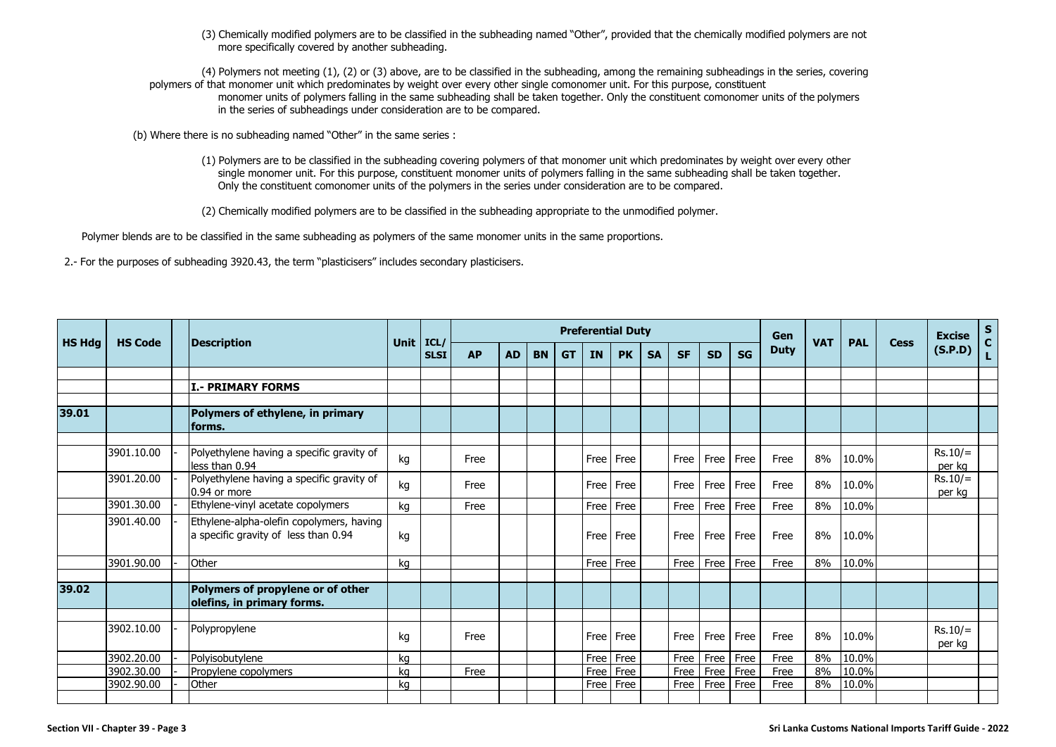(3) Chemically modified polymers are to be classified in the subheading named "Other", provided that the chemically modified polymers are not more specifically covered by another subheading.

(4) Polymers not meeting (1), (2) or (3) above, are to be classified in the subheading, among the remaining subheadings in the series, covering polymers of that monomer unit which predominates by weight over every other single comonomer unit. For this purpose, constituent monomer units of polymers falling in the same subheading shall be taken together. Only the constituent comonomer units of the polymers in the series of subheadings under consideration are to be compared.

(b) Where there is no subheading named "Other" in the same series :

(1) Polymers are to be classified in the subheading covering polymers of that monomer unit which predominates by weight over every other single monomer unit. For this purpose, constituent monomer units of polymers falling in the same subheading shall be taken together. Only the constituent comonomer units of the polymers in the series under consideration are to be compared.

(2) Chemically modified polymers are to be classified in the subheading appropriate to the unmodified polymer.

Polymer blends are to be classified in the same subheading as polymers of the same monomer units in the same proportions.

2.- For the purposes of subheading 3920.43, the term "plasticisers" includes secondary plasticisers.

| HS Hdg | HS Code | | Description | Unit | ICL/ SLSI | Preferential Duty | | | | | | | | | | Gen Duty | VAT | PAL | Cess | Excise (S.P.D) | SCL |
|---|---|---|---|---|---|---|---|---|---|---|---|---|---|---|---|---|---|---|---|---|---|
| | | | | | | AP | AD | BN | GT | IN | PK | SA | SF | SD | SG | | | | | | |
| | | | **I.- PRIMARY FORMS** | | | | | | | | | | | | | | | | | | |
| **39.01** | | | **Polymers of ethylene, in primary forms.** | | | | | | | | | | | | | | | | | | |
| | 3901.10.00 | - | Polyethylene having a specific gravity of less than 0.94 | kg | | Free | | | | Free | Free | | Free | Free | Free | Free | 8% | 10.0% | | Rs.10/= per kg | |
| | 3901.20.00 | - | Polyethylene having a specific gravity of 0.94 or more | kg | | Free | | | | Free | Free | | Free | Free | Free | Free | 8% | 10.0% | | Rs.10/= per kg | |
| | 3901.30.00 | - | Ethylene-vinyl acetate copolymers | kg | | Free | | | | Free | Free | | Free | Free | Free | Free | 8% | 10.0% | | | |
| | 3901.40.00 | - | Ethylene-alpha-olefin copolymers, having a specific gravity of less than 0.94 | kg | | | | | | Free | Free | | Free | Free | Free | Free | 8% | 10.0% | | | |
| | 3901.90.00 | - | Other | kg | | | | | | Free | Free | | Free | Free | Free | Free | 8% | 10.0% | | | |
| **39.02** | | | **Polymers of propylene or of other olefins, in primary forms.** | | | | | | | | | | | | | | | | | | |
| | 3902.10.00 | - | Polypropylene | kg | | Free | | | | Free | Free | | Free | Free | Free | Free | 8% | 10.0% | | Rs.10/= per kg | |
| | 3902.20.00 | - | Polyisobutylene | kg | | | | | | Free | Free | | Free | Free | Free | Free | 8% | 10.0% | | | |
| | 3902.30.00 | - | Propylene copolymers | kg | | Free | | | | Free | Free | | Free | Free | Free | Free | 8% | 10.0% | | | |
| | 3902.90.00 | - | Other | kg | | | | | | Free | Free | | Free | Free | Free | Free | 8% | 10.0% | | | |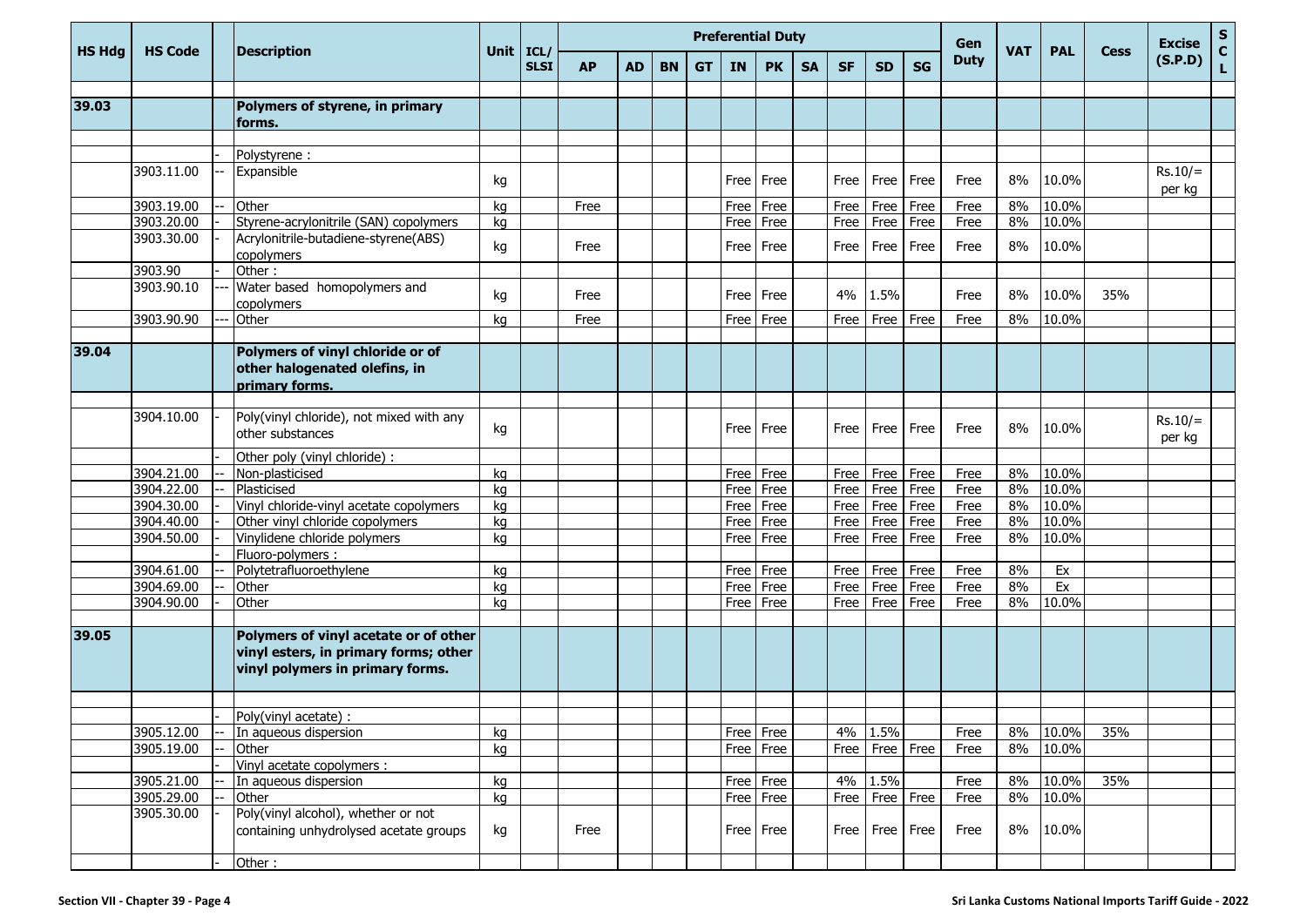| HS Hdg | HS Code | | Description | Unit | ICL/SLSI | Preferential Duty | | | | | | | | | | Gen Duty | VAT | PAL | Cess | Excise (S.P.D) | S C L |
|---|---|---|---|---|---|---|---|---|---|---|---|---|---|---|---|---|---|---|---|---|---|
| | | | | | | AP | AD | BN | GT | IN | PK | SA | SF | SD | SG | | | | | | |
| 39.03 | | | **Polymers of styrene, in primary forms.** | | | | | | | | | | | | | | | | | | |
| | | - | Polystyrene : | | | | | | | | | | | | | | | | | | |
| | 3903.11.00 | -- | Expansible | kg | | | | | | Free | Free | | Free | Free | Free | Free | 8% | 10.0% | | Rs.10/= per kg | |
| | 3903.19.00 | -- | Other | kg | | Free | | | | Free | Free | | Free | Free | Free | Free | 8% | 10.0% | | | |
| | 3903.20.00 | - | Styrene-acrylonitrile (SAN) copolymers | kg | | | | | | Free | Free | | Free | Free | Free | Free | 8% | 10.0% | | | |
| | 3903.30.00 | - | Acrylonitrile-butadiene-styrene(ABS) copolymers | kg | | Free | | | | Free | Free | | Free | Free | Free | Free | 8% | 10.0% | | | |
| | 3903.90 | - | Other : | | | | | | | | | | | | | | | | | | |
| | 3903.90.10 | --- | Water based homopolymers and copolymers | kg | | Free | | | | Free | Free | | 4% | 1.5% | | Free | 8% | 10.0% | 35% | | |
| | 3903.90.90 | --- | Other | kg | | Free | | | | Free | Free | | Free | Free | Free | Free | 8% | 10.0% | | | |
| 39.04 | | | **Polymers of vinyl chloride or of other halogenated olefins, in primary forms.** | | | | | | | | | | | | | | | | | | |
| | 3904.10.00 | - | Poly(vinyl chloride), not mixed with any other substances | kg | | | | | | Free | Free | | Free | Free | Free | Free | 8% | 10.0% | | Rs.10/= per kg | |
| | | - | Other poly (vinyl chloride) : | | | | | | | | | | | | | | | | | | |
| | 3904.21.00 | -- | Non-plasticised | kg | | | | | | Free | Free | | Free | Free | Free | Free | 8% | 10.0% | | | |
| | 3904.22.00 | -- | Plasticised | kg | | | | | | Free | Free | | Free | Free | Free | Free | 8% | 10.0% | | | |
| | 3904.30.00 | - | Vinyl chloride-vinyl acetate copolymers | kg | | | | | | Free | Free | | Free | Free | Free | Free | 8% | 10.0% | | | |
| | 3904.40.00 | - | Other vinyl chloride copolymers | kg | | | | | | Free | Free | | Free | Free | Free | Free | 8% | 10.0% | | | |
| | 3904.50.00 | - | Vinylidene chloride polymers | kg | | | | | | Free | Free | | Free | Free | Free | Free | 8% | 10.0% | | | |
| | | - | Fluoro-polymers : | | | | | | | | | | | | | | | | | | |
| | 3904.61.00 | -- | Polytetrafluoroethylene | kg | | | | | | Free | Free | | Free | Free | Free | Free | 8% | Ex | | | |
| | 3904.69.00 | -- | Other | kg | | | | | | Free | Free | | Free | Free | Free | Free | 8% | Ex | | | |
| | 3904.90.00 | - | Other | kg | | | | | | Free | Free | | Free | Free | Free | Free | 8% | 10.0% | | | |
| 39.05 | | | **Polymers of vinyl acetate or of other vinyl esters, in primary forms; other vinyl polymers in primary forms.** | | | | | | | | | | | | | | | | | | |
| | | - | Poly(vinyl acetate) : | | | | | | | | | | | | | | | | | | |
| | 3905.12.00 | -- | In aqueous dispersion | kg | | | | | | Free | Free | | 4% | 1.5% | | Free | 8% | 10.0% | 35% | | |
| | 3905.19.00 | -- | Other | kg | | | | | | Free | Free | | Free | Free | Free | Free | 8% | 10.0% | | | |
| | | - | Vinyl acetate copolymers : | | | | | | | | | | | | | | | | | | |
| | 3905.21.00 | -- | In aqueous dispersion | kg | | | | | | Free | Free | | 4% | 1.5% | | Free | 8% | 10.0% | 35% | | |
| | 3905.29.00 | -- | Other | kg | | | | | | Free | Free | | Free | Free | Free | Free | 8% | 10.0% | | | |
| | 3905.30.00 | - | Poly(vinyl alcohol), whether or not containing unhydrolysed acetate groups | kg | | Free | | | | Free | Free | | Free | Free | Free | Free | 8% | 10.0% | | | |
| | | - | Other : | | | | | | | | | | | | | | | | | | |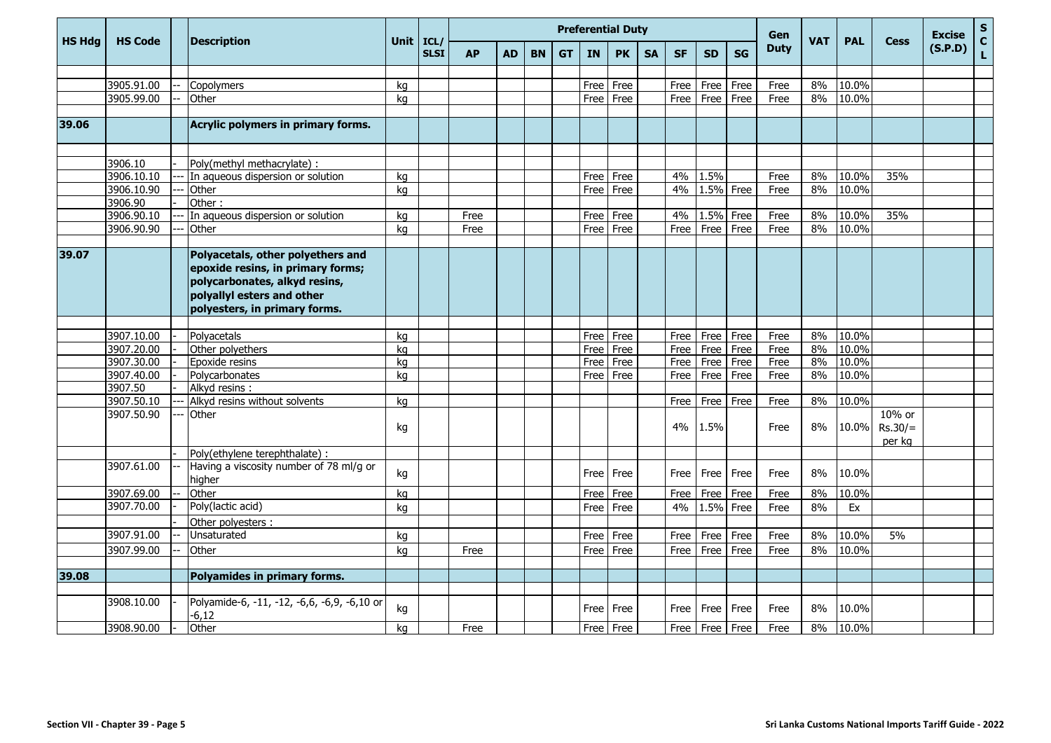| HS Hdg | HS Code | | Description | Unit | ICL/ SLSI | Preferential Duty | | | | | | | | | | Gen Duty | VAT | PAL | Cess | Excise (S.P.D) | S C L |
|---|---|---|---|---|---|---|---|---|---|---|---|---|---|---|---|---|---|---|---|---|---|
| | | | | | | AP | AD | BN | GT | IN | PK | SA | SF | SD | SG | | | | | | |
| | 3905.91.00 | -- | Copolymers | kg | | | | | | Free | Free | | Free | Free | Free | Free | 8% | 10.0% | | | |
| | 3905.99.00 | -- | Other | kg | | | | | | Free | Free | | Free | Free | Free | Free | 8% | 10.0% | | | |
| **39.06** | | | **Acrylic polymers in primary forms.** | | | | | | | | | | | | | | | | | | |
| | 3906.10 | - | Poly(methyl methacrylate) : | | | | | | | | | | | | | | | | | | |
| | 3906.10.10 | --- | In aqueous dispersion or solution | kg | | | | | | Free | Free | | 4% | 1.5% | | Free | 8% | 10.0% | 35% | | |
| | 3906.10.90 | --- | Other | kg | | | | | | Free | Free | | 4% | 1.5% | Free | Free | 8% | 10.0% | | | |
| | 3906.90 | - | Other : | | | | | | | | | | | | | | | | | | |
| | 3906.90.10 | --- | In aqueous dispersion or solution | kg | | Free | | | | Free | Free | | 4% | 1.5% | Free | Free | 8% | 10.0% | 35% | | |
| | 3906.90.90 | --- | Other | kg | | Free | | | | Free | Free | | Free | Free | Free | Free | 8% | 10.0% | | | |
| **39.07** | | | **Polyacetals, other polyethers and epoxide resins, in primary forms; polycarbonates, alkyd resins, polyallyl esters and other polyesters, in primary forms.** | | | | | | | | | | | | | | | | | | |
| | 3907.10.00 | - | Polyacetals | kg | | | | | | Free | Free | | Free | Free | Free | Free | 8% | 10.0% | | | |
| | 3907.20.00 | - | Other polyethers | kg | | | | | | Free | Free | | Free | Free | Free | Free | 8% | 10.0% | | | |
| | 3907.30.00 | - | Epoxide resins | kg | | | | | | Free | Free | | Free | Free | Free | Free | 8% | 10.0% | | | |
| | 3907.40.00 | - | Polycarbonates | kg | | | | | | Free | Free | | Free | Free | Free | Free | 8% | 10.0% | | | |
| | 3907.50 | - | Alkyd resins : | | | | | | | | | | | | | | | | | | |
| | 3907.50.10 | --- | Alkyd resins without solvents | kg | | | | | | | | | Free | Free | Free | Free | 8% | 10.0% | | | |
| | 3907.50.90 | --- | Other | kg | | | | | | | | | 4% | 1.5% | | Free | 8% | 10.0% | 10% or Rs.30/= per kg | | |
| | | - | Poly(ethylene terephthalate) : | | | | | | | | | | | | | | | | | | |
| | 3907.61.00 | -- | Having a viscosity number of 78 ml/g or higher | kg | | | | | | Free | Free | | Free | Free | Free | Free | 8% | 10.0% | | | |
| | 3907.69.00 | -- | Other | kg | | | | | | Free | Free | | Free | Free | Free | Free | 8% | 10.0% | | | |
| | 3907.70.00 | - | Poly(lactic acid) | kg | | | | | | Free | Free | | 4% | 1.5% | Free | Free | 8% | Ex | | | |
| | | - | Other polyesters : | | | | | | | | | | | | | | | | | | |
| | 3907.91.00 | -- | Unsaturated | kg | | | | | | Free | Free | | Free | Free | Free | Free | 8% | 10.0% | 5% | | |
| | 3907.99.00 | -- | Other | kg | | Free | | | | Free | Free | | Free | Free | Free | Free | 8% | 10.0% | | | |
| **39.08** | | | **Polyamides in primary forms.** | | | | | | | | | | | | | | | | | | |
| | 3908.10.00 | - | Polyamide-6, -11, -12, -6,6, -6,9, -6,10 or -6,12 | kg | | | | | | Free | Free | | Free | Free | Free | Free | 8% | 10.0% | | | |
| | 3908.90.00 | - | Other | kg | | Free | | | | Free | Free | | Free | Free | Free | Free | 8% | 10.0% | | | |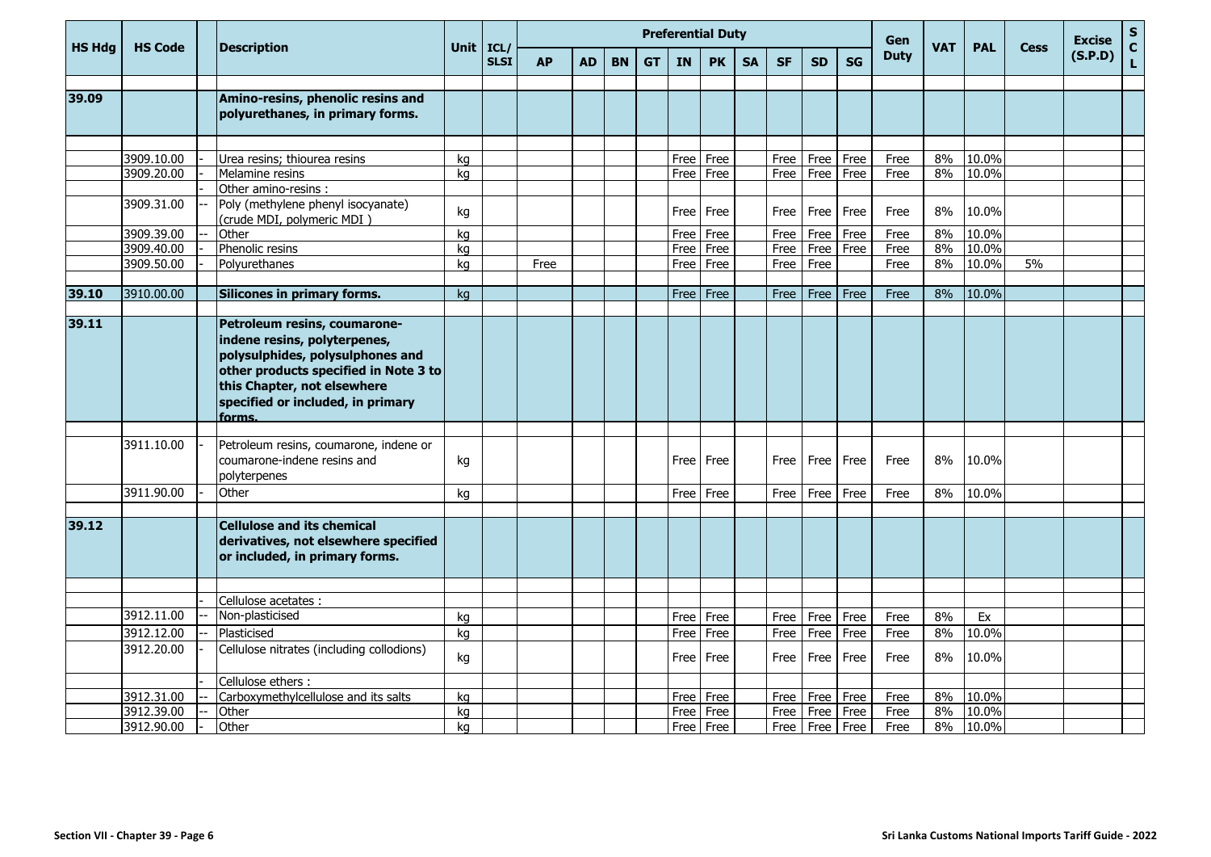| HS Hdg | HS Code | | Description | Unit | ICL/ SLSI | Preferential Duty | | | | | | | | | | Gen Duty | VAT | PAL | Cess | Excise (S.P.D) | S C L |
|---|---|---|---|---|---|---|---|---|---|---|---|---|---|---|---|---|---|---|---|---|---|
| | | | | | | AP | AD | BN | GT | IN | PK | SA | SF | SD | SG | | | | | | |
| **39.09** | | | **Amino-resins, phenolic resins and polyurethanes, in primary forms.** | | | | | | | | | | | | | | | | | | |
| | 3909.10.00 | - | Urea resins; thiourea resins | kg | | | | | | Free | Free | | Free | Free | Free | Free | 8% | 10.0% | | | |
| | 3909.20.00 | - | Melamine resins | kg | | | | | | Free | Free | | Free | Free | Free | Free | 8% | 10.0% | | | |
| | | - | Other amino-resins : | | | | | | | | | | | | | | | | | | |
| | 3909.31.00 | -- | Poly (methylene phenyl isocyanate) (crude MDI, polymeric MDI ) | kg | | | | | | Free | Free | | Free | Free | Free | Free | 8% | 10.0% | | | |
| | 3909.39.00 | -- | Other | kg | | | | | | Free | Free | | Free | Free | Free | Free | 8% | 10.0% | | | |
| | 3909.40.00 | - | Phenolic resins | kg | | | | | | Free | Free | | Free | Free | Free | Free | 8% | 10.0% | | | |
| | 3909.50.00 | - | Polyurethanes | kg | | Free | | | | Free | Free | | Free | Free | | Free | 8% | 10.0% | 5% | | |
| **39.10** | 3910.00.00 | | **Silicones in primary forms.** | kg | | | | | | Free | Free | | Free | Free | Free | Free | 8% | 10.0% | | | |
| **39.11** | | | **Petroleum resins, coumarone-indene resins, polyterpenes, polysulphides, polysulphones and other products specified in Note 3 to this Chapter, not elsewhere specified or included, in primary forms.** | | | | | | | | | | | | | | | | | | |
| | 3911.10.00 | - | Petroleum resins, coumarone, indene or coumarone-indene resins and polyterpenes | kg | | | | | | Free | Free | | Free | Free | Free | Free | 8% | 10.0% | | | |
| | 3911.90.00 | - | Other | kg | | | | | | Free | Free | | Free | Free | Free | Free | 8% | 10.0% | | | |
| **39.12** | | | **Cellulose and its chemical derivatives, not elsewhere specified or included, in primary forms.** | | | | | | | | | | | | | | | | | | |
| | | - | Cellulose acetates : | | | | | | | | | | | | | | | | | | |
| | 3912.11.00 | -- | Non-plasticised | kg | | | | | | Free | Free | | Free | Free | Free | Free | 8% | Ex | | | |
| | 3912.12.00 | -- | Plasticised | kg | | | | | | Free | Free | | Free | Free | Free | Free | 8% | 10.0% | | | |
| | 3912.20.00 | - | Cellulose nitrates (including collodions) | kg | | | | | | Free | Free | | Free | Free | Free | Free | 8% | 10.0% | | | |
| | | - | Cellulose ethers : | | | | | | | | | | | | | | | | | | |
| | 3912.31.00 | -- | Carboxymethylcellulose and its salts | kg | | | | | | Free | Free | | Free | Free | Free | Free | 8% | 10.0% | | | |
| | 3912.39.00 | -- | Other | kg | | | | | | Free | Free | | Free | Free | Free | Free | 8% | 10.0% | | | |
| | 3912.90.00 | - | Other | kg | | | | | | Free | Free | | Free | Free | Free | Free | 8% | 10.0% | | | |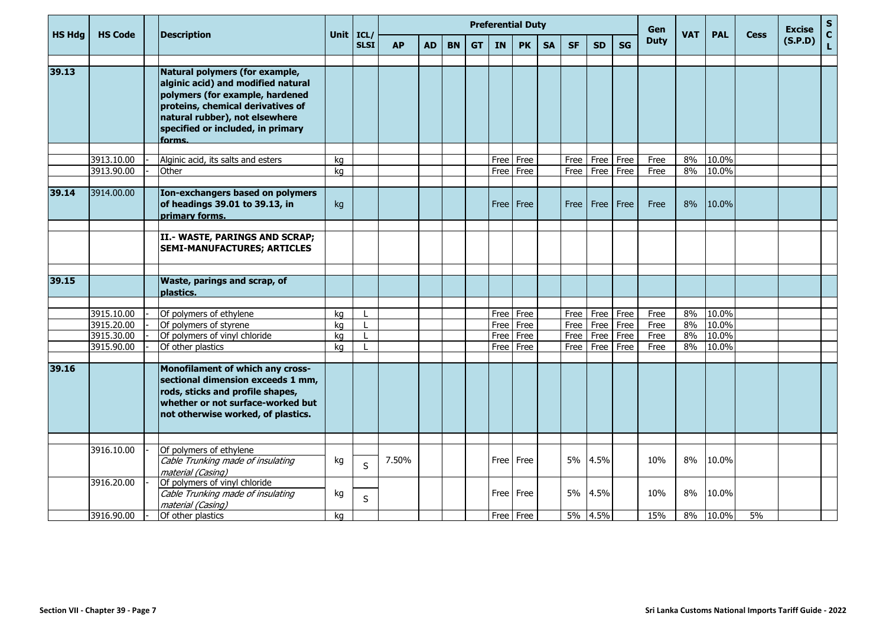| HS Hdg | HS Code | | Description | Unit | ICL/ SLSI | Preferential Duty | | | | | | | | | | Gen Duty | VAT | PAL | Cess | Excise (S.P.D) | SCL |
|---|---|---|---|---|---|---|---|---|---|---|---|---|---|---|---|---|---|---|---|---|---|
| | | | | | | AP | AD | BN | GT | IN | PK | SA | SF | SD | SG | | | | | | |
| **39.13** | | | **Natural polymers (for example, alginic acid) and modified natural polymers (for example, hardened proteins, chemical derivatives of natural rubber), not elsewhere specified or included, in primary forms.** | | | | | | | | | | | | | | | | | | |
| | 3913.10.00 | - | Alginic acid, its salts and esters | kg | | | | | | Free | Free | | Free | Free | Free | Free | 8% | 10.0% | | | |
| | 3913.90.00 | - | Other | kg | | | | | | Free | Free | | Free | Free | Free | Free | 8% | 10.0% | | | |
| **39.14** | 3914.00.00 | | **Ion-exchangers based on polymers of headings 39.01 to 39.13, in primary forms.** | kg | | | | | | Free | Free | | Free | Free | Free | Free | 8% | 10.0% | | | |
| | | | **II.- WASTE, PARINGS AND SCRAP; SEMI-MANUFACTURES; ARTICLES** | | | | | | | | | | | | | | | | | | |
| **39.15** | | | **Waste, parings and scrap, of plastics.** | | | | | | | | | | | | | | | | | | |
| | 3915.10.00 | - | Of polymers of ethylene | kg | L | | | | | Free | Free | | Free | Free | Free | Free | 8% | 10.0% | | | |
| | 3915.20.00 | - | Of polymers of styrene | kg | L | | | | | Free | Free | | Free | Free | Free | Free | 8% | 10.0% | | | |
| | 3915.30.00 | - | Of polymers of vinyl chloride | kg | L | | | | | Free | Free | | Free | Free | Free | Free | 8% | 10.0% | | | |
| | 3915.90.00 | - | Of other plastics | kg | L | | | | | Free | Free | | Free | Free | Free | Free | 8% | 10.0% | | | |
| **39.16** | | | **Monofilament of which any cross-sectional dimension exceeds 1 mm, rods, sticks and profile shapes, whether or not surface-worked but not otherwise worked, of plastics.** | | | | | | | | | | | | | | | | | | |
| | 3916.10.00 | - | Of polymers of ethylene<br>*Cable Trunking made of insulating material (Casing)* | kg | S | 7.50% | | | | Free | Free | | 5% | 4.5% | | 10% | 8% | 10.0% | | | |
| | 3916.20.00 | - | Of polymers of vinyl chloride<br>*Cable Trunking made of insulating material (Casing)* | kg | S | | | | | Free | Free | | 5% | 4.5% | | 10% | 8% | 10.0% | | | |
| | 3916.90.00 | - | Of other plastics | kg | | | | | | Free | Free | | 5% | 4.5% | | 15% | 8% | 10.0% | 5% | | |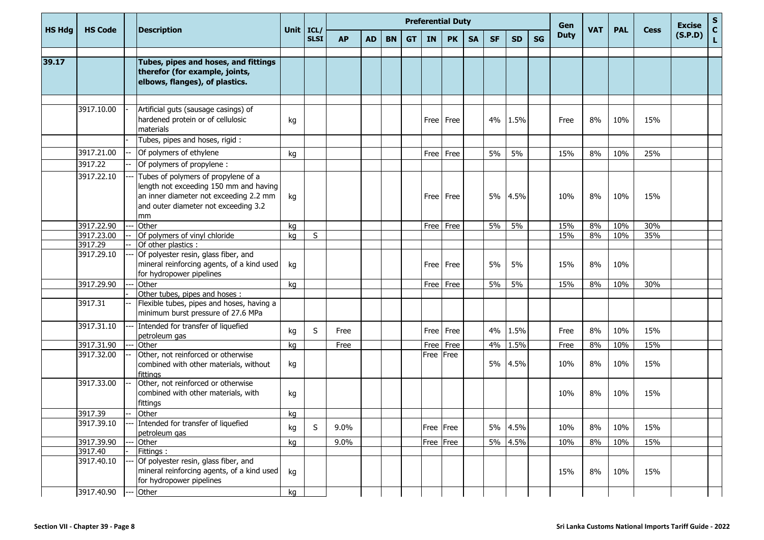| HS Hdg | HS Code | | Description | Unit | ICL/ SLSI | Preferential Duty | | | | | | | | | | Gen Duty | VAT | PAL | Cess | Excise (S.P.D) | S C L |
|---|---|---|---|---|---|---|---|---|---|---|---|---|---|---|---|---|---|---|---|---|---|
| | | | | | | AP | AD | BN | GT | IN | PK | SA | SF | SD | SG | | | | | | |
| 39.17 | | | **Tubes, pipes and hoses, and fittings therefor (for example, joints, elbows, flanges), of plastics.** | | | | | | | | | | | | | | | | | | |
| | 3917.10.00 | - | Artificial guts (sausage casings) of hardened protein or of cellulosic materials | kg | | | | | | Free | Free | | 4% | 1.5% | | Free | 8% | 10% | 15% | | |
| | | - | Tubes, pipes and hoses, rigid : | | | | | | | | | | | | | | | | | | |
| | 3917.21.00 | -- | Of polymers of ethylene | kg | | | | | | Free | Free | | 5% | 5% | | 15% | 8% | 10% | 25% | | |
| | 3917.22 | -- | Of polymers of propylene : | | | | | | | | | | | | | | | | | | |
| | 3917.22.10 | --- | Tubes of polymers of propylene of a length not exceeding 150 mm and having an inner diameter not exceeding 2.2 mm and outer diameter not exceeding 3.2 mm | kg | | | | | | Free | Free | | 5% | 4.5% | | 10% | 8% | 10% | 15% | | |
| | 3917.22.90 | --- | Other | kg | | | | | | Free | Free | | 5% | 5% | | 15% | 8% | 10% | 30% | | |
| | 3917.23.00 | -- | Of polymers of vinyl chloride | kg | S | | | | | | | | | | | 15% | 8% | 10% | 35% | | |
| | 3917.29 | -- | Of other plastics : | | | | | | | | | | | | | | | | | | |
| | 3917.29.10 | --- | Of polyester resin, glass fiber, and mineral reinforcing agents, of a kind used for hydropower pipelines | kg | | | | | | Free | Free | | 5% | 5% | | 15% | 8% | 10% | | | |
| | 3917.29.90 | --- | Other | kg | | | | | | Free | Free | | 5% | 5% | | 15% | 8% | 10% | 30% | | |
| | | - | Other tubes, pipes and hoses : | | | | | | | | | | | | | | | | | | |
| | 3917.31 | -- | Flexible tubes, pipes and hoses, having a minimum burst pressure of 27.6 MPa | | | | | | | | | | | | | | | | | | |
| | 3917.31.10 | --- | Intended for transfer of liquefied petroleum gas | kg | S | Free | | | | Free | Free | | 4% | 1.5% | | Free | 8% | 10% | 15% | | |
| | 3917.31.90 | --- | Other | kg | | Free | | | | Free | Free | | 4% | 1.5% | | Free | 8% | 10% | 15% | | |
| | 3917.32.00 | -- | Other, not reinforced or otherwise combined with other materials, without fittings | kg | | | | | | Free | Free | | 5% | 4.5% | | 10% | 8% | 10% | 15% | | |
| | 3917.33.00 | -- | Other, not reinforced or otherwise combined with other materials, with fittings | kg | | | | | | | | | | | | 10% | 8% | 10% | 15% | | |
| | 3917.39 | -- | Other | kg | | | | | | | | | | | | | | | | | |
| | 3917.39.10 | --- | Intended for transfer of liquefied petroleum gas | kg | S | 9.0% | | | | Free | Free | | 5% | 4.5% | | 10% | 8% | 10% | 15% | | |
| | 3917.39.90 | --- | Other | kg | | 9.0% | | | | Free | Free | | 5% | 4.5% | | 10% | 8% | 10% | 15% | | |
| | 3917.40 | - | Fittings : | | | | | | | | | | | | | | | | | | |
| | 3917.40.10 | --- | Of polyester resin, glass fiber, and mineral reinforcing agents, of a kind used for hydropower pipelines | kg | | | | | | | | | | | | 15% | 8% | 10% | 15% | | |
| | 3917.40.90 | --- | Other | kg | | | | | | | | | | | | | | | | | |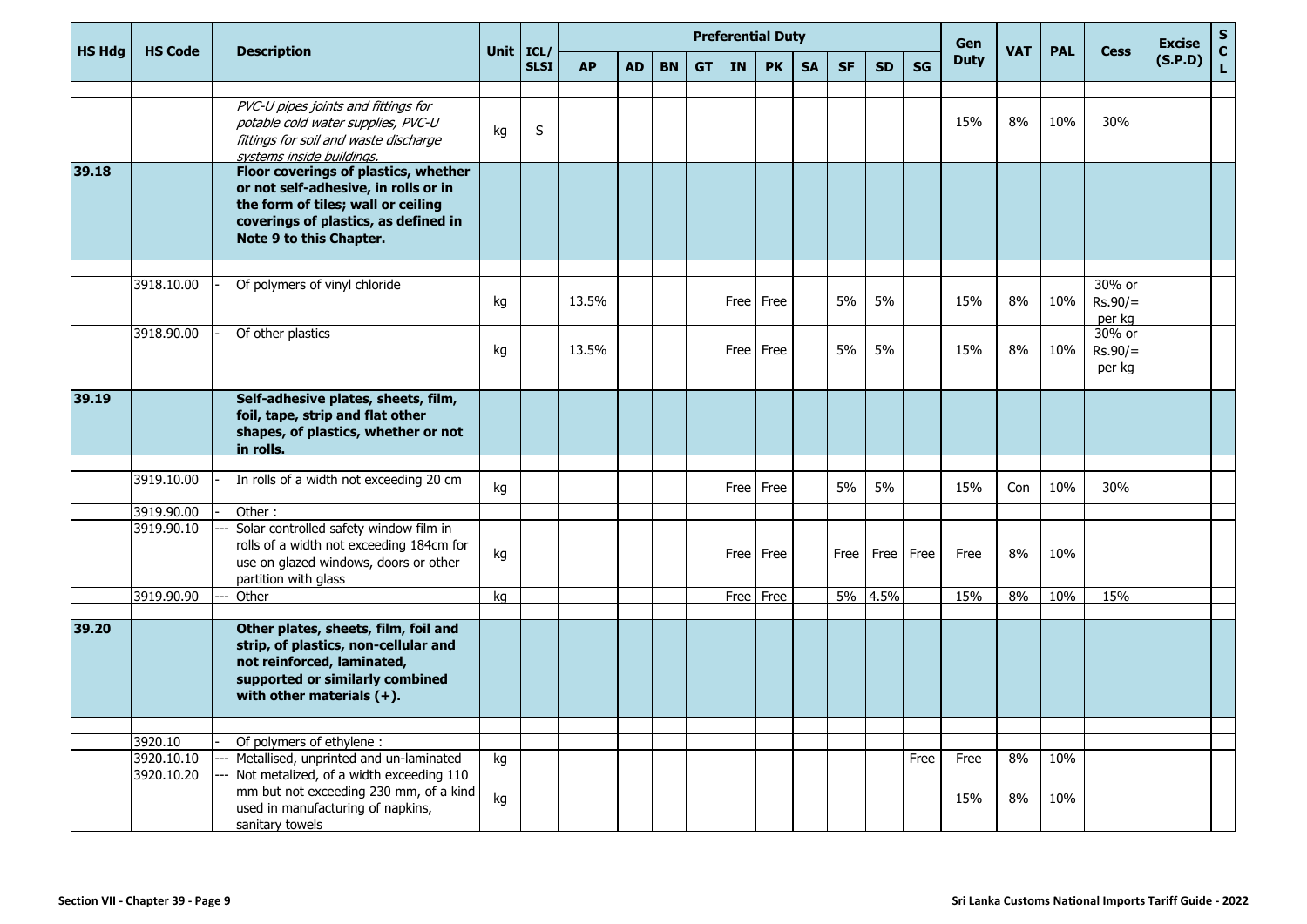| HS Hdg | HS Code | | Description | Unit | ICL/ SLSI | Preferential Duty | | | | | | | | | | Gen Duty | VAT | PAL | Cess | Excise (S.P.D) | S C L |
|---|---|---|---|---|---|---|---|---|---|---|---|---|---|---|---|---|---|---|---|---|---|
| | | | | | | AP | AD | BN | GT | IN | PK | SA | SF | SD | SG | | | | | | |
| | | | *PVC-U pipes joints and fittings for potable cold water supplies, PVC-U fittings for soil and waste discharge systems inside buildings.* | kg | S | | | | | | | | | | | 15% | 8% | 10% | 30% | | |
| **39.18** | | | **Floor coverings of plastics, whether or not self-adhesive, in rolls or in the form of tiles; wall or ceiling coverings of plastics, as defined in Note 9 to this Chapter.** | | | | | | | | | | | | | | | | | | |
| | 3918.10.00 | - | Of polymers of vinyl chloride | kg | | 13.5% | | | | Free | Free | | 5% | 5% | | 15% | 8% | 10% | 30% or Rs.90/= per kg | | |
| | 3918.90.00 | - | Of other plastics | kg | | 13.5% | | | | Free | Free | | 5% | 5% | | 15% | 8% | 10% | 30% or Rs.90/= per kg | | |
| **39.19** | | | **Self-adhesive plates, sheets, film, foil, tape, strip and flat other shapes, of plastics, whether or not in rolls.** | | | | | | | | | | | | | | | | | | |
| | 3919.10.00 | - | In rolls of a width not exceeding 20 cm | kg | | | | | | Free | Free | | 5% | 5% | | 15% | Con | 10% | 30% | | |
| | 3919.90.00 | - | Other : | | | | | | | | | | | | | | | | | | |
| | 3919.90.10 | --- | Solar controlled safety window film in rolls of a width not exceeding 184cm for use on glazed windows, doors or other partition with glass | kg | | | | | | Free | Free | | Free | Free | Free | Free | 8% | 10% | | | |
| | 3919.90.90 | --- | Other | kg | | | | | | Free | Free | | 5% | 4.5% | | 15% | 8% | 10% | 15% | | |
| **39.20** | | | **Other plates, sheets, film, foil and strip, of plastics, non-cellular and not reinforced, laminated, supported or similarly combined with other materials (+).** | | | | | | | | | | | | | | | | | | |
| | 3920.10 | - | Of polymers of ethylene : | | | | | | | | | | | | | | | | | | |
| | 3920.10.10 | --- | Metallised, unprinted and un-laminated | kg | | | | | | | | | | | Free | Free | 8% | 10% | | | |
| | 3920.10.20 | --- | Not metalized, of a width exceeding 110 mm but not exceeding 230 mm, of a kind used in manufacturing of napkins, sanitary towels | kg | | | | | | | | | | | | 15% | 8% | 10% | | | |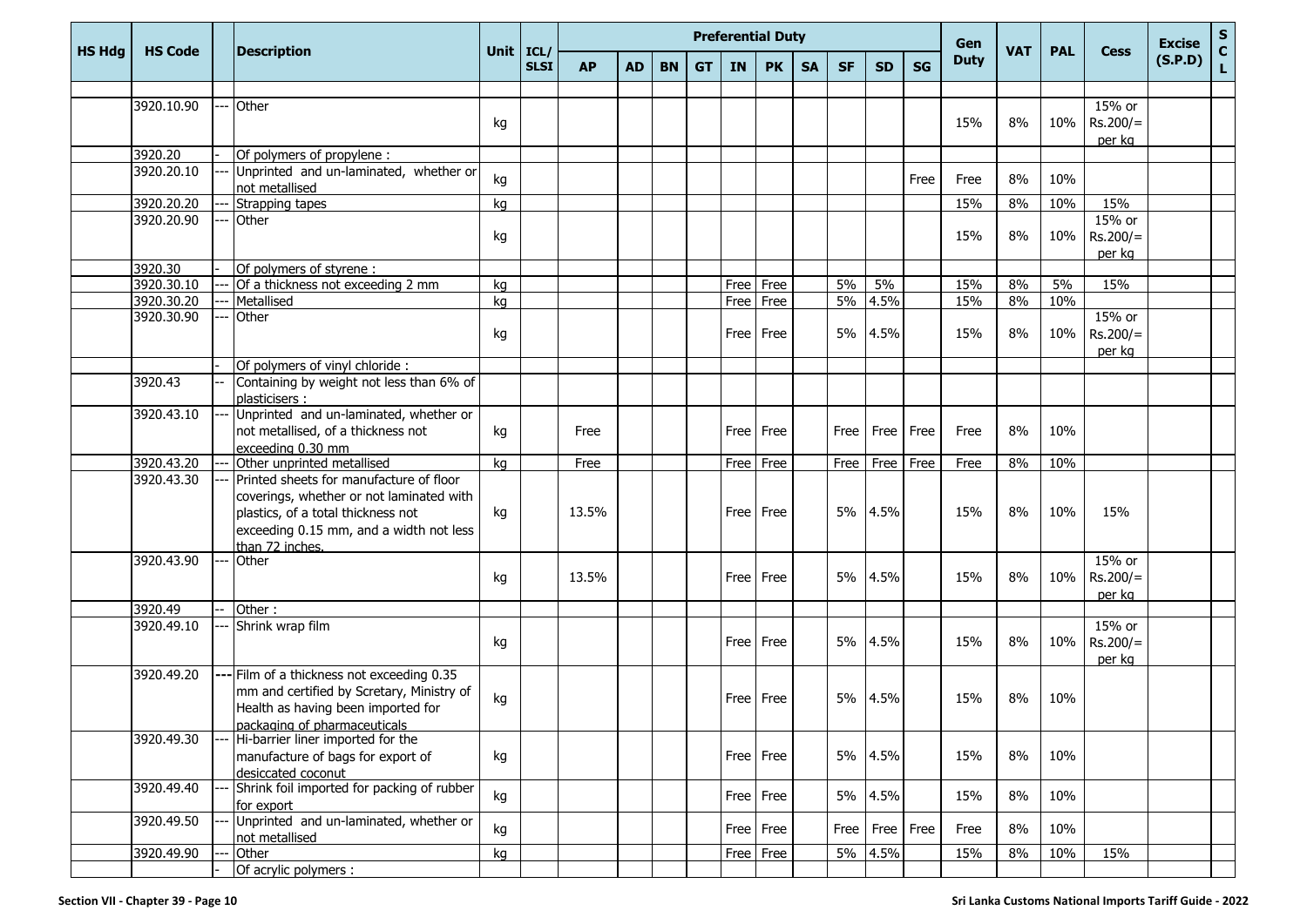| HS Hdg | HS Code | | Description | Unit | ICL/ SLSI | Preferential Duty | | | | | | | | | | Gen Duty | VAT | PAL | Cess | Excise (S.P.D) | S C L |
|---|---|---|---|---|---|---|---|---|---|---|---|---|---|---|---|---|---|---|---|---|---|
| | | | | | | AP | AD | BN | GT | IN | PK | SA | SF | SD | SG | | | | | | |
| | 3920.10.90 | --- | Other | kg | | | | | | | | | | | | 15% | 8% | 10% | 15% or Rs.200/= per kg | | |
| | 3920.20 | - | Of polymers of propylene : | | | | | | | | | | | | | | | | | | |
| | 3920.20.10 | --- | Unprinted and un-laminated, whether or not metallised | kg | | | | | | | | | | | Free | Free | 8% | 10% | | | |
| | 3920.20.20 | --- | Strapping tapes | kg | | | | | | | | | | | | 15% | 8% | 10% | 15% | | |
| | 3920.20.90 | --- | Other | kg | | | | | | | | | | | | 15% | 8% | 10% | 15% or Rs.200/= per kg | | |
| | 3920.30 | - | Of polymers of styrene : | | | | | | | | | | | | | | | | | | |
| | 3920.30.10 | --- | Of a thickness not exceeding 2 mm | kg | | | | | | Free | Free | | 5% | 5% | | 15% | 8% | 5% | 15% | | |
| | 3920.30.20 | --- | Metallised | kg | | | | | | Free | Free | | 5% | 4.5% | | 15% | 8% | 10% | | | |
| | 3920.30.90 | --- | Other | kg | | | | | | Free | Free | | 5% | 4.5% | | 15% | 8% | 10% | 15% or Rs.200/= per kg | | |
| | | - | Of polymers of vinyl chloride : | | | | | | | | | | | | | | | | | | |
| | 3920.43 | -- | Containing by weight not less than 6% of plasticisers : | | | | | | | | | | | | | | | | | | |
| | 3920.43.10 | --- | Unprinted and un-laminated, whether or not metallised, of a thickness not exceeding 0.30 mm | kg | | Free | | | | Free | Free | | Free | Free | Free | Free | 8% | 10% | | | |
| | 3920.43.20 | --- | Other unprinted metallised | kg | | Free | | | | Free | Free | | Free | Free | Free | Free | 8% | 10% | | | |
| | 3920.43.30 | --- | Printed sheets for manufacture of floor coverings, whether or not laminated with plastics, of a total thickness not exceeding 0.15 mm, and a width not less than 72 inches. | kg | | 13.5% | | | | Free | Free | | 5% | 4.5% | | 15% | 8% | 10% | 15% | | |
| | 3920.43.90 | --- | Other | kg | | 13.5% | | | | Free | Free | | 5% | 4.5% | | 15% | 8% | 10% | 15% or Rs.200/= per kg | | |
| | 3920.49 | -- | Other : | | | | | | | | | | | | | | | | | | |
| | 3920.49.10 | --- | Shrink wrap film | kg | | | | | | Free | Free | | 5% | 4.5% | | 15% | 8% | 10% | 15% or Rs.200/= per kg | | |
| | 3920.49.20 | --- | Film of a thickness not exceeding 0.35 mm and certified by Scretary, Ministry of Health as having been imported for packaging of pharmaceuticals | kg | | | | | | Free | Free | | 5% | 4.5% | | 15% | 8% | 10% | | | |
| | 3920.49.30 | --- | Hi-barrier liner imported for the manufacture of bags for export of desiccated coconut | kg | | | | | | Free | Free | | 5% | 4.5% | | 15% | 8% | 10% | | | |
| | 3920.49.40 | --- | Shrink foil imported for packing of rubber for export | kg | | | | | | Free | Free | | 5% | 4.5% | | 15% | 8% | 10% | | | |
| | 3920.49.50 | --- | Unprinted and un-laminated, whether or not metallised | kg | | | | | | Free | Free | | Free | Free | Free | Free | 8% | 10% | | | |
| | 3920.49.90 | --- | Other | kg | | | | | | Free | Free | | 5% | 4.5% | | 15% | 8% | 10% | 15% | | |
| | | - | Of acrylic polymers : | | | | | | | | | | | | | | | | | | |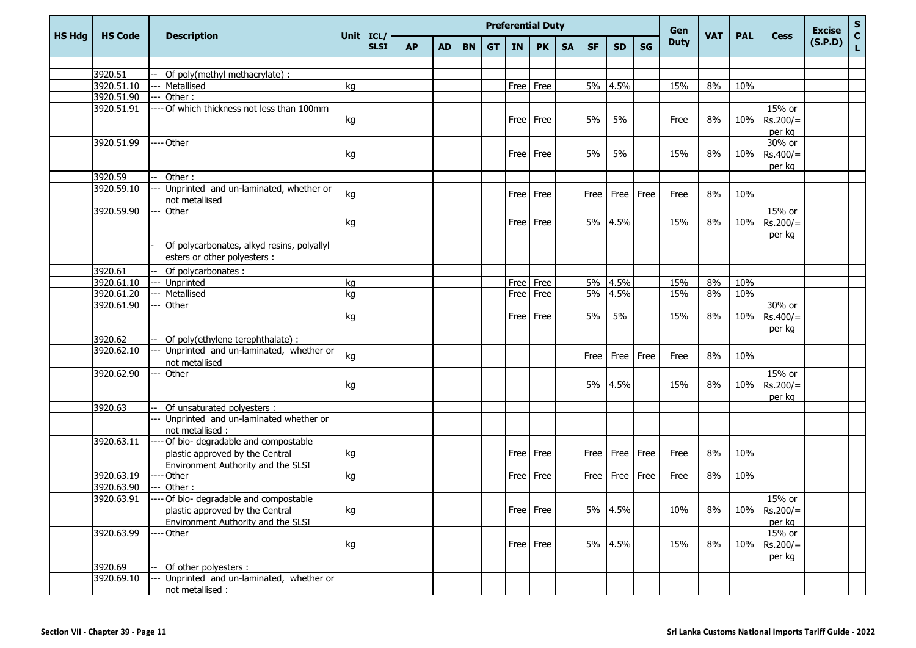| HS Hdg | HS Code | | Description | Unit | ICL/ SLSI | Preferential Duty | | | | | | | | | | Gen Duty | VAT | PAL | Cess | Excise (S.P.D) | S C L |
|---|---|---|---|---|---|---|---|---|---|---|---|---|---|---|---|---|---|---|---|---|---|
| | | | | | | AP | AD | BN | GT | IN | PK | SA | SF | SD | SG | | | | | | |
| | 3920.51 | -- | Of poly(methyl methacrylate) : | | | | | | | | | | | | | | | | | | |
| | 3920.51.10 | --- | Metallised | kg | | | | | | Free | Free | | 5% | 4.5% | | 15% | 8% | 10% | | | |
| | 3920.51.90 | --- | Other : | | | | | | | | | | | | | | | | | | |
| | 3920.51.91 | ---- | Of which thickness not less than 100mm | kg | | | | | | Free | Free | | 5% | 5% | | Free | 8% | 10% | 15% or Rs.200/= per kg | | |
| | 3920.51.99 | ---- | Other | kg | | | | | | Free | Free | | 5% | 5% | | 15% | 8% | 10% | 30% or Rs.400/= per kg | | |
| | 3920.59 | -- | Other : | | | | | | | | | | | | | | | | | | |
| | 3920.59.10 | --- | Unprinted and un-laminated, whether or not metallised | kg | | | | | | Free | Free | | Free | Free | Free | Free | 8% | 10% | | | |
| | 3920.59.90 | --- | Other | kg | | | | | | Free | Free | | 5% | 4.5% | | 15% | 8% | 10% | 15% or Rs.200/= per kg | | |
| | | - | Of polycarbonates, alkyd resins, polyallyl esters or other polyesters : | | | | | | | | | | | | | | | | | | |
| | 3920.61 | -- | Of polycarbonates : | | | | | | | | | | | | | | | | | | |
| | 3920.61.10 | --- | Unprinted | kg | | | | | | Free | Free | | 5% | 4.5% | | 15% | 8% | 10% | | | |
| | 3920.61.20 | --- | Metallised | kg | | | | | | Free | Free | | 5% | 4.5% | | 15% | 8% | 10% | | | |
| | 3920.61.90 | --- | Other | kg | | | | | | Free | Free | | 5% | 5% | | 15% | 8% | 10% | 30% or Rs.400/= per kg | | |
| | 3920.62 | -- | Of poly(ethylene terephthalate) : | | | | | | | | | | | | | | | | | | |
| | 3920.62.10 | --- | Unprinted and un-laminated, whether or not metallised | kg | | | | | | | | | Free | Free | Free | Free | 8% | 10% | | | |
| | 3920.62.90 | --- | Other | kg | | | | | | | | | 5% | 4.5% | | 15% | 8% | 10% | 15% or Rs.200/= per kg | | |
| | 3920.63 | -- | Of unsaturated polyesters : | | | | | | | | | | | | | | | | | | |
| | | --- | Unprinted and un-laminated whether or not metallised : | | | | | | | | | | | | | | | | | | |
| | 3920.63.11 | ---- | Of bio- degradable and compostable plastic approved by the Central Environment Authority and the SLSI | kg | | | | | | Free | Free | | Free | Free | Free | Free | 8% | 10% | | | |
| | 3920.63.19 | ---- | Other | kg | | | | | | Free | Free | | Free | Free | Free | Free | 8% | 10% | | | |
| | 3920.63.90 | --- | Other : | | | | | | | | | | | | | | | | | | |
| | 3920.63.91 | ---- | Of bio- degradable and compostable plastic approved by the Central Environment Authority and the SLSI | kg | | | | | | Free | Free | | 5% | 4.5% | | 10% | 8% | 10% | 15% or Rs.200/= per kg | | |
| | 3920.63.99 | ---- | Other | kg | | | | | | Free | Free | | 5% | 4.5% | | 15% | 8% | 10% | 15% or Rs.200/= per kg | | |
| | 3920.69 | -- | Of other polyesters : | | | | | | | | | | | | | | | | | | |
| | 3920.69.10 | --- | Unprinted and un-laminated, whether or not metallised : | | | | | | | | | | | | | | | | | | |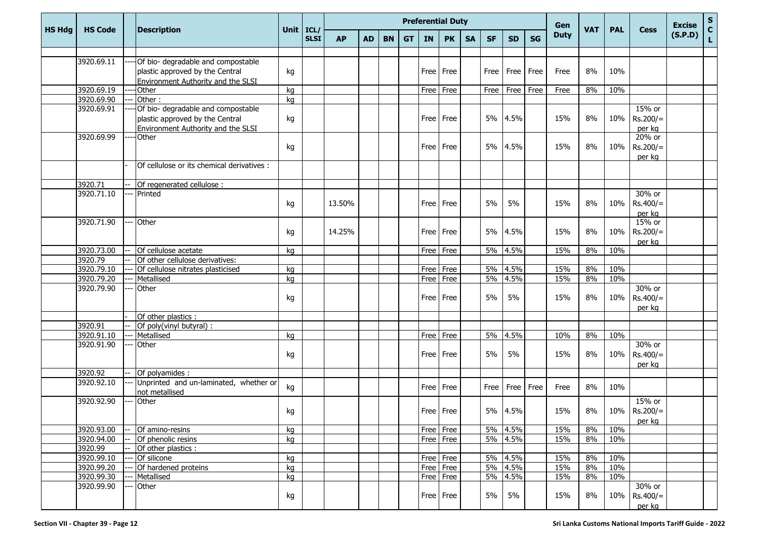| HS Hdg | HS Code | | Description | Unit | ICL/ SLSI | Preferential Duty | | | | | | | | | | Gen Duty | VAT | PAL | Cess | Excise (S.P.D) | S C L |
|---|---|---|---|---|---|---|---|---|---|---|---|---|---|---|---|---|---|---|---|---|---|
| | | | | | | AP | AD | BN | GT | IN | PK | SA | SF | SD | SG | | | | | | |
| | 3920.69.11 | ---- | Of bio- degradable and compostable plastic approved by the Central Environment Authority and the SLSI | kg | | | | | | Free | Free | | Free | Free | Free | Free | 8% | 10% | | | |
| | 3920.69.19 | ---- | Other | kg | | | | | | Free | Free | | Free | Free | Free | Free | 8% | 10% | | | |
| | 3920.69.90 | --- | Other : | kg | | | | | | | | | | | | | | | | | |
| | 3920.69.91 | ---- | Of bio- degradable and compostable plastic approved by the Central Environment Authority and the SLSI | kg | | | | | | Free | Free | | 5% | 4.5% | | 15% | 8% | 10% | 15% or Rs.200/= per kg | | |
| | 3920.69.99 | ---- | Other | kg | | | | | | Free | Free | | 5% | 4.5% | | 15% | 8% | 10% | 20% or Rs.200/= per kg | | |
| | | - | Of cellulose or its chemical derivatives : | | | | | | | | | | | | | | | | | | |
| | 3920.71 | -- | Of regenerated cellulose : | | | | | | | | | | | | | | | | | | |
| | 3920.71.10 | --- | Printed | kg | | 13.50% | | | | Free | Free | | 5% | 5% | | 15% | 8% | 10% | 30% or Rs.400/= per kg | | |
| | 3920.71.90 | --- | Other | kg | | 14.25% | | | | Free | Free | | 5% | 4.5% | | 15% | 8% | 10% | 15% or Rs.200/= per kg | | |
| | 3920.73.00 | -- | Of cellulose acetate | kg | | | | | | Free | Free | | 5% | 4.5% | | 15% | 8% | 10% | | | |
| | 3920.79 | -- | Of other cellulose derivatives: | | | | | | | | | | | | | | | | | | |
| | 3920.79.10 | --- | Of cellulose nitrates plasticised | kg | | | | | | Free | Free | | 5% | 4.5% | | 15% | 8% | 10% | | | |
| | 3920.79.20 | --- | Metallised | kg | | | | | | Free | Free | | 5% | 4.5% | | 15% | 8% | 10% | | | |
| | 3920.79.90 | --- | Other | kg | | | | | | Free | Free | | 5% | 5% | | 15% | 8% | 10% | 30% or Rs.400/= per kg | | |
| | | - | Of other plastics : | | | | | | | | | | | | | | | | | | |
| | 3920.91 | -- | Of poly(vinyl butyral) : | | | | | | | | | | | | | | | | | | |
| | 3920.91.10 | --- | Metallised | kg | | | | | | Free | Free | | 5% | 4.5% | | 10% | 8% | 10% | | | |
| | 3920.91.90 | --- | Other | kg | | | | | | Free | Free | | 5% | 5% | | 15% | 8% | 10% | 30% or Rs.400/= per kg | | |
| | 3920.92 | -- | Of polyamides : | | | | | | | | | | | | | | | | | | |
| | 3920.92.10 | --- | Unprinted and un-laminated, whether or not metallised | kg | | | | | | Free | Free | | Free | Free | Free | Free | 8% | 10% | | | |
| | 3920.92.90 | --- | Other | kg | | | | | | Free | Free | | 5% | 4.5% | | 15% | 8% | 10% | 15% or Rs.200/= per kg | | |
| | 3920.93.00 | -- | Of amino-resins | kg | | | | | | Free | Free | | 5% | 4.5% | | 15% | 8% | 10% | | | |
| | 3920.94.00 | -- | Of phenolic resins | kg | | | | | | Free | Free | | 5% | 4.5% | | 15% | 8% | 10% | | | |
| | 3920.99 | -- | Of other plastics : | | | | | | | | | | | | | | | | | | |
| | 3920.99.10 | --- | Of silicone | kg | | | | | | Free | Free | | 5% | 4.5% | | 15% | 8% | 10% | | | |
| | 3920.99.20 | --- | Of hardened proteins | kg | | | | | | Free | Free | | 5% | 4.5% | | 15% | 8% | 10% | | | |
| | 3920.99.30 | --- | Metallised | kg | | | | | | Free | Free | | 5% | 4.5% | | 15% | 8% | 10% | | | |
| | 3920.99.90 | --- | Other | kg | | | | | | Free | Free | | 5% | 5% | | 15% | 8% | 10% | 30% or Rs.400/= per kg | | |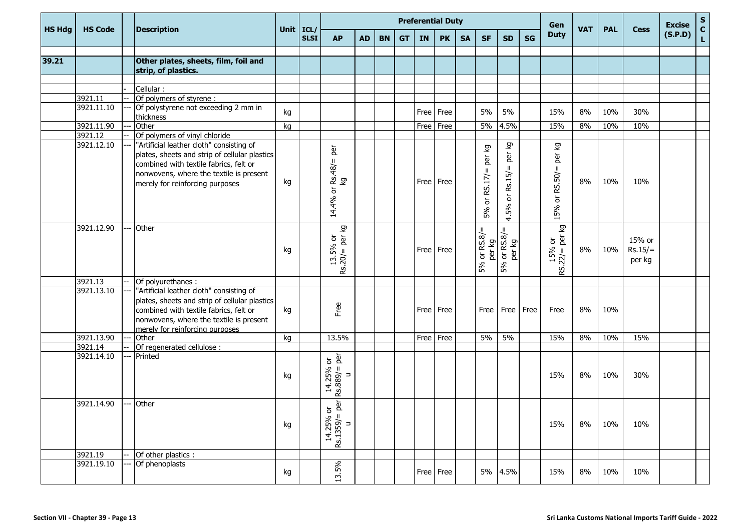| HS Hdg | HS Code | | Description | Unit | ICL/ SLSI | Preferential Duty | | | | | | | | | | Gen Duty | VAT | PAL | Cess | Excise (S.P.D) | S C L |
|---|---|---|---|---|---|---|---|---|---|---|---|---|---|---|---|---|---|---|---|---|---|
| | | | | | | AP | AD | BN | GT | IN | PK | SA | SF | SD | SG | | | | | | |
| 39.21 | | | **Other plates, sheets, film, foil and strip, of plastics.** | | | | | | | | | | | | | | | | | | |
| | | - | Cellular : | | | | | | | | | | | | | | | | | | |
| | 3921.11 | -- | Of polymers of styrene : | | | | | | | | | | | | | | | | | | |
| | 3921.11.10 | --- | Of polystyrene not exceeding 2 mm in thickness | kg | | | | | | Free | Free | | 5% | 5% | | 15% | 8% | 10% | 30% | | |
| | 3921.11.90 | --- | Other | kg | | | | | | Free | Free | | 5% | 4.5% | | 15% | 8% | 10% | 10% | | |
| | 3921.12 | -- | Of polymers of vinyl chloride | | | | | | | | | | | | | | | | | | |
| | 3921.12.10 | --- | "Artificial leather cloth" consisting of plates, sheets and strip of cellular plastics combined with textile fabrics, felt or nonwovens, where the textile is present merely for reinforcing purposes | kg | | 14.4% or Rs.48/= per kg | | | | Free | Free | | 5% or RS.17/= per kg | 4.5% or Rs.15/= per kg | | 15% or RS.50/= per kg | 8% | 10% | 10% | | |
| | 3921.12.90 | --- | Other | kg | | 13.5% or Rs.20/= per kg | | | | Free | Free | | 5% or RS.8/= per kg | 5% or RS.8/= per kg | | 15% or RS.22/= per kg | 8% | 10% | 15% or Rs.15/= per kg | | |
| | 3921.13 | -- | Of polyurethanes : | | | | | | | | | | | | | | | | | | |
| | 3921.13.10 | --- | "Artificial leather cloth" consisting of plates, sheets and strip of cellular plastics combined with textile fabrics, felt or nonwovens, where the textile is present merely for reinforcing purposes | kg | | Free | | | | Free | Free | | Free | Free | Free | Free | 8% | 10% | | | |
| | 3921.13.90 | --- | Other | kg | | 13.5% | | | | Free | Free | | 5% | 5% | | 15% | 8% | 10% | 15% | | |
| | 3921.14 | -- | Of regenerated cellulose : | | | | | | | | | | | | | | | | | | |
| | 3921.14.10 | --- | Printed | kg | | 14.25% or Rs.889/= per u | | | | | | | | | | 15% | 8% | 10% | 30% | | |
| | 3921.14.90 | --- | Other | kg | | 14.25% or Rs.1359/= per u | | | | | | | | | | 15% | 8% | 10% | 10% | | |
| | 3921.19 | -- | Of other plastics : | | | | | | | | | | | | | | | | | | |
| | 3921.19.10 | --- | Of phenoplasts | kg | | 13.5% | | | | Free | Free | | 5% | 4.5% | | 15% | 8% | 10% | 10% | | |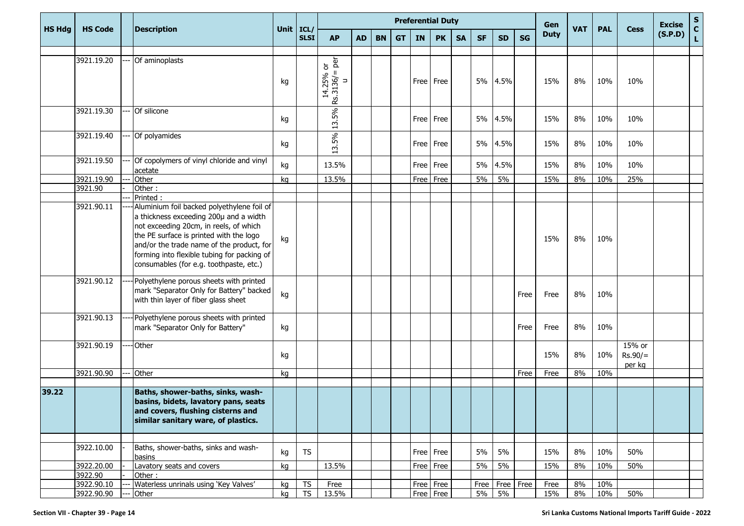| HS Hdg | HS Code | | Description | Unit | ICL/SLSI | Preferential Duty | | | | | | | | | | Gen Duty | VAT | PAL | Cess | Excise (S.P.D) | SCL |
|---|---|---|---|---|---|---|---|---|---|---|---|---|---|---|---|---|---|---|---|---|---|
| | | | | | | AP | AD | BN | GT | IN | PK | SA | SF | SD | SG | | | | | | |
| | 3921.19.20 | --- | Of aminoplasts | kg | | 14.25% or Rs.3136/= per u | | | | Free | Free | | 5% | 4.5% | | 15% | 8% | 10% | 10% | | |
| | 3921.19.30 | --- | Of silicone | kg | | 13.5% | | | | Free | Free | | 5% | 4.5% | | 15% | 8% | 10% | 10% | | |
| | 3921.19.40 | --- | Of polyamides | kg | | 13.5% | | | | Free | Free | | 5% | 4.5% | | 15% | 8% | 10% | 10% | | |
| | 3921.19.50 | --- | Of copolymers of vinyl chloride and vinyl acetate | kg | | 13.5% | | | | Free | Free | | 5% | 4.5% | | 15% | 8% | 10% | 10% | | |
| | 3921.19.90 | --- | Other | kg | | 13.5% | | | | Free | Free | | 5% | 5% | | 15% | 8% | 10% | 25% | | |
| | 3921.90 | - | Other : | | | | | | | | | | | | | | | | | | |
| | | --- | Printed : | | | | | | | | | | | | | | | | | | |
| | 3921.90.11 | ---- | Aluminium foil backed polyethylene foil of a thickness exceeding 200µ and a width not exceeding 20cm, in reels, of which the PE surface is printed with the logo and/or the trade name of the product, for forming into flexible tubing for packing of consumables (for e.g. toothpaste, etc.) | kg | | | | | | | | | | | | 15% | 8% | 10% | | | |
| | 3921.90.12 | ---- | Polyethylene porous sheets with printed mark "Separator Only for Battery" backed with thin layer of fiber glass sheet | kg | | | | | | | | | | | Free | Free | 8% | 10% | | | |
| | 3921.90.13 | ---- | Polyethylene porous sheets with printed mark "Separator Only for Battery" | kg | | | | | | | | | | | Free | Free | 8% | 10% | | | |
| | 3921.90.19 | ---- | Other | kg | | | | | | | | | | | | 15% | 8% | 10% | 15% or Rs.90/= per kg | | |
| | 3921.90.90 | --- | Other | kg | | | | | | | | | | | Free | Free | 8% | 10% | | | |
| **39.22** | | | **Baths, shower-baths, sinks, wash-basins, bidets, lavatory pans, seats and covers, flushing cisterns and similar sanitary ware, of plastics.** | | | | | | | | | | | | | | | | | | |
| | 3922.10.00 | - | Baths, shower-baths, sinks and wash-basins | kg | TS | | | | | Free | Free | | 5% | 5% | | 15% | 8% | 10% | 50% | | |
| | 3922.20.00 | - | Lavatory seats and covers | kg | | 13.5% | | | | Free | Free | | 5% | 5% | | 15% | 8% | 10% | 50% | | |
| | 3922.90 | - | Other : | | | | | | | | | | | | | | | | | | |
| | 3922.90.10 | --- | Waterless unrinals using 'Key Valves' | kg | TS | Free | | | | Free | Free | | Free | Free | Free | Free | 8% | 10% | | | |
| | 3922.90.90 | --- | Other | kg | TS | 13.5% | | | | Free | Free | | 5% | 5% | | 15% | 8% | 10% | 50% | | |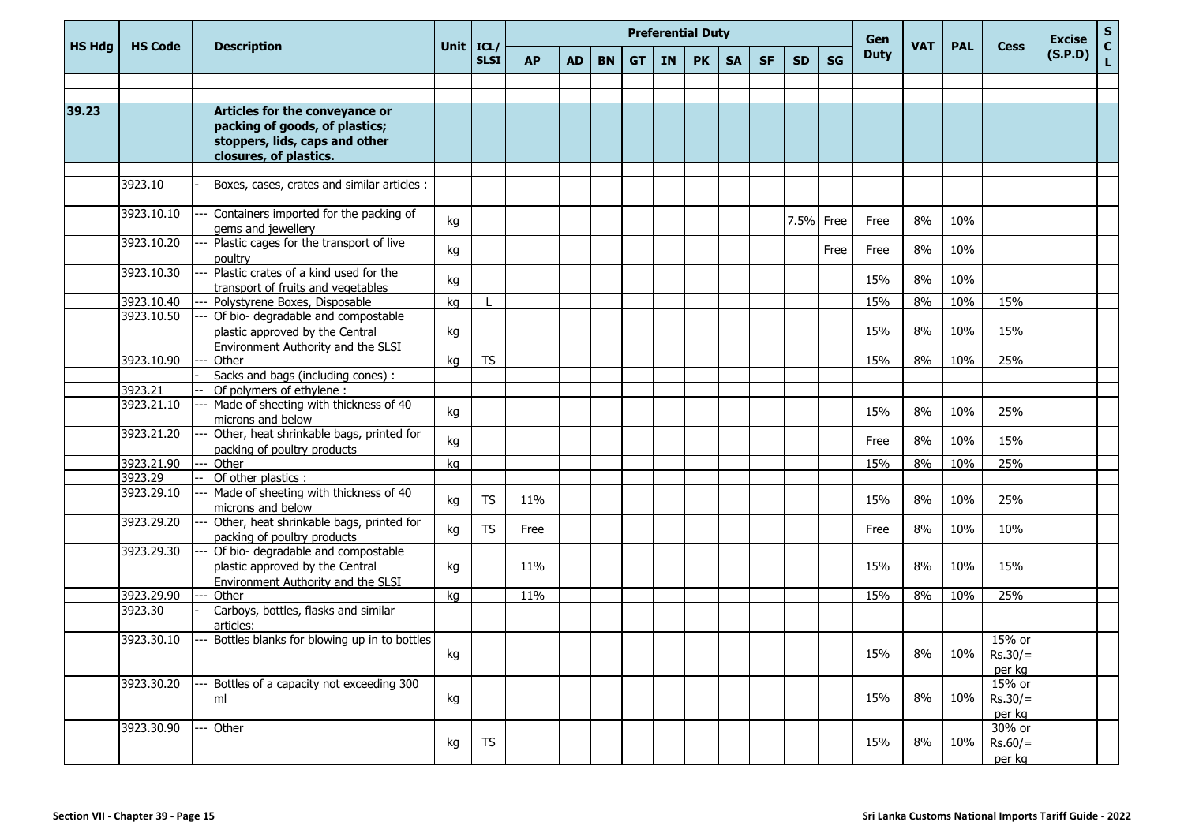| HS Hdg | HS Code | | Description | Unit | ICL/ SLSI | Preferential Duty | | | | | | | | | | Gen Duty | VAT | PAL | Cess | Excise (S.P.D) | S C L |
|---|---|---|---|---|---|---|---|---|---|---|---|---|---|---|---|---|---|---|---|---|---|
| | | | | | | AP | AD | BN | GT | IN | PK | SA | SF | SD | SG | | | | | | |
| | | | | | | | | | | | | | | | | | | | | | |
| 39.23 | | | **Articles for the conveyance or packing of goods, of plastics; stoppers, lids, caps and other closures, of plastics.** | | | | | | | | | | | | | | | | | | |
| | 3923.10 | - | Boxes, cases, crates and similar articles : | | | | | | | | | | | | | | | | | | |
| | 3923.10.10 | --- | Containers imported for the packing of gems and jewellery | kg | | | | | | | | | | 7.5% | Free | Free | 8% | 10% | | | |
| | 3923.10.20 | --- | Plastic cages for the transport of live poultry | kg | | | | | | | | | | | Free | Free | 8% | 10% | | | |
| | 3923.10.30 | --- | Plastic crates of a kind used for the transport of fruits and vegetables | kg | | | | | | | | | | | | 15% | 8% | 10% | | | |
| | 3923.10.40 | --- | Polystyrene Boxes, Disposable | kg | L | | | | | | | | | | | 15% | 8% | 10% | 15% | | |
| | 3923.10.50 | --- | Of bio- degradable and compostable plastic approved by the Central Environment Authority and the SLSI | kg | | | | | | | | | | | | 15% | 8% | 10% | 15% | | |
| | 3923.10.90 | --- | Other | kg | TS | | | | | | | | | | | 15% | 8% | 10% | 25% | | |
| | | - | Sacks and bags (including cones) : | | | | | | | | | | | | | | | | | | |
| | 3923.21 | -- | Of polymers of ethylene : | | | | | | | | | | | | | | | | | | |
| | 3923.21.10 | --- | Made of sheeting with thickness of 40 microns and below | kg | | | | | | | | | | | | 15% | 8% | 10% | 25% | | |
| | 3923.21.20 | --- | Other, heat shrinkable bags, printed for packing of poultry products | kg | | | | | | | | | | | | Free | 8% | 10% | 15% | | |
| | 3923.21.90 | --- | Other | kg | | | | | | | | | | | | 15% | 8% | 10% | 25% | | |
| | 3923.29 | -- | Of other plastics : | | | | | | | | | | | | | | | | | | |
| | 3923.29.10 | --- | Made of sheeting with thickness of 40 microns and below | kg | TS | 11% | | | | | | | | | | 15% | 8% | 10% | 25% | | |
| | 3923.29.20 | --- | Other, heat shrinkable bags, printed for packing of poultry products | kg | TS | Free | | | | | | | | | | Free | 8% | 10% | 10% | | |
| | 3923.29.30 | --- | Of bio- degradable and compostable plastic approved by the Central Environment Authority and the SLSI | kg | | 11% | | | | | | | | | | 15% | 8% | 10% | 15% | | |
| | 3923.29.90 | --- | Other | kg | | 11% | | | | | | | | | | 15% | 8% | 10% | 25% | | |
| | 3923.30 | - | Carboys, bottles, flasks and similar articles: | | | | | | | | | | | | | | | | | | |
| | 3923.30.10 | --- | Bottles blanks for blowing up in to bottles | kg | | | | | | | | | | | | 15% | 8% | 10% | 15% or Rs.30/= per kg | | |
| | 3923.30.20 | --- | Bottles of a capacity not exceeding 300 ml | kg | | | | | | | | | | | | 15% | 8% | 10% | 15% or Rs.30/= per kg | | |
| | 3923.30.90 | --- | Other | kg | TS | | | | | | | | | | | 15% | 8% | 10% | 30% or Rs.60/= per kg | | |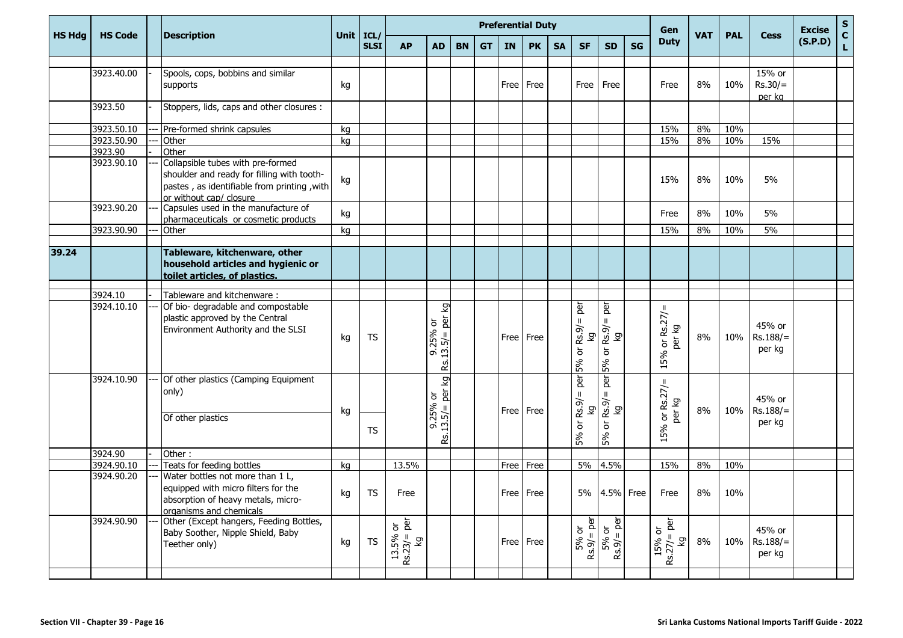| HS Hdg | HS Code | | Description | Unit | ICL/ SLSI | Preferential Duty | | | | | | | | | | Gen Duty | VAT | PAL | Cess | Excise (S.P.D) | SCL |
|---|---|---|---|---|---|---|---|---|---|---|---|---|---|---|---|---|---|---|---|---|---|
| | | | | | | AP | AD | BN | GT | IN | PK | SA | SF | SD | SG | | | | | | |
| | 3923.40.00 | - | Spools, cops, bobbins and similar supports | kg | | | | | | Free | Free | | Free | Free | | Free | 8% | 10% | 15% or Rs.30/= per kg | | |
| | 3923.50 | - | Stoppers, lids, caps and other closures : | | | | | | | | | | | | | | | | | | |
| | 3923.50.10 | --- | Pre-formed shrink capsules | kg | | | | | | | | | | | | 15% | 8% | 10% | | | |
| | 3923.50.90 | --- | Other | kg | | | | | | | | | | | | 15% | 8% | 10% | 15% | | |
| | 3923.90 | - | Other | | | | | | | | | | | | | | | | | | |
| | 3923.90.10 | --- | Collapsible tubes with pre-formed shoulder and ready for filling with tooth-pastes , as identifiable from printing ,with or without cap/ closure | kg | | | | | | | | | | | | 15% | 8% | 10% | 5% | | |
| | 3923.90.20 | --- | Capsules used in the manufacture of pharmaceuticals or cosmetic products | kg | | | | | | | | | | | | Free | 8% | 10% | 5% | | |
| | 3923.90.90 | --- | Other | kg | | | | | | | | | | | | 15% | 8% | 10% | 5% | | |
| **39.24** | | | **Tableware, kitchenware, other household articles and hygienic or toilet articles, of plastics.** | | | | | | | | | | | | | | | | | | |
| | 3924.10 | - | Tableware and kitchenware : | | | | | | | | | | | | | | | | | | |
| | 3924.10.10 | --- | Of bio- degradable and compostable plastic approved by the Central Environment Authority and the SLSI | kg | TS | | 9.25% or Rs.13.5/= per kg | | | Free | Free | | 5% or Rs.9/= per kg | 5% or Rs.9/= per kg | | 15% or Rs.27/= per kg | 8% | 10% | 45% or Rs.188/= per kg | | |
| | 3924.10.90 | --- | Of other plastics (Camping Equipment only)<br><br>Of other plastics | kg | <br><br>TS | | 9.25% or Rs.13.5/= per kg | | | Free | Free | | 5% or Rs.9/= per kg | 5% or Rs.9/= per kg | | 15% or Rs.27/= per kg | 8% | 10% | 45% or Rs.188/= per kg | | |
| | 3924.90 | - | Other : | | | | | | | | | | | | | | | | | | |
| | 3924.90.10 | --- | Teats for feeding bottles | kg | | 13.5% | | | | Free | Free | | 5% | 4.5% | | 15% | 8% | 10% | | | |
| | 3924.90.20 | --- | Water bottles not more than 1 L, equipped with micro filters for the absorption of heavy metals, micro-organisms and chemicals | kg | TS | Free | | | | Free | Free | | 5% | 4.5% | Free | Free | 8% | 10% | | | |
| | 3924.90.90 | --- | Other (Except hangers, Feeding Bottles, Baby Soother, Nipple Shield, Baby Teether only) | kg | TS | 13.5% or Rs.23/= per kg | | | | Free | Free | | 5% or Rs.9/= per kg | 5% or Rs.9/= per kg | | 15% or Rs.27/= per kg | 8% | 10% | 45% or Rs.188/= per kg | | |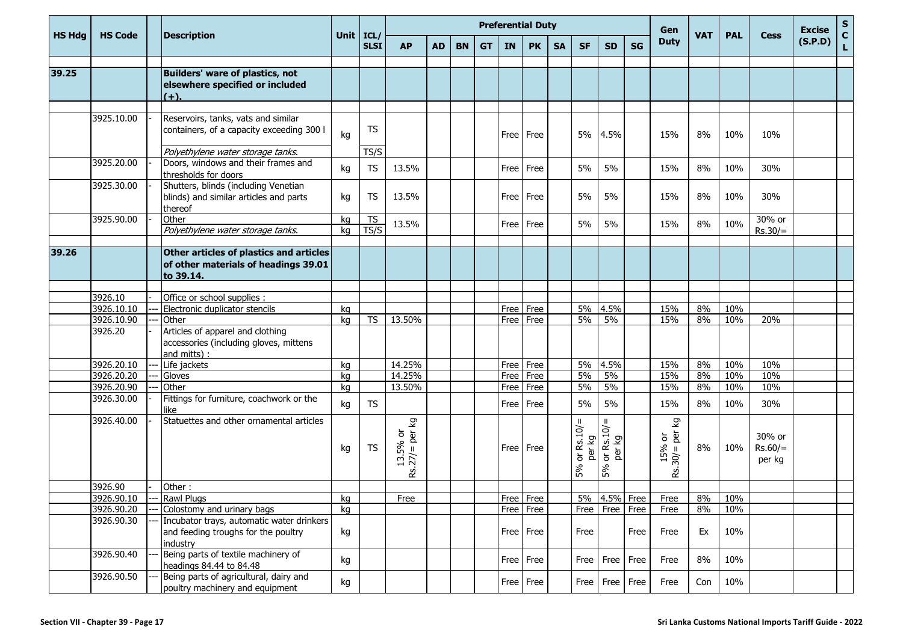| HS Hdg | HS Code | | Description | Unit | ICL/ SLSI | Preferential Duty | | | | | | | | | | Gen Duty | VAT | PAL | Cess | Excise (S.P.D) | S C L |
|---|---|---|---|---|---|---|---|---|---|---|---|---|---|---|---|---|---|---|---|---|---|
| | | | | | | AP | AD | BN | GT | IN | PK | SA | SF | SD | SG | | | | | | |
| 39.25 | | | **Builders' ware of plastics, not elsewhere specified or included (+).** | | | | | | | | | | | | | | | | | | |
| | 3925.10.00 | - | Reservoirs, tanks, vats and similar containers, of a capacity exceeding 300 l | kg | TS | | | | | Free | Free | | 5% | 4.5% | | 15% | 8% | 10% | 10% | | |
| | | | *Polyethylene water storage tanks.* | | TS/S | | | | | | | | | | | | | | | | |
| | 3925.20.00 | - | Doors, windows and their frames and thresholds for doors | kg | TS | 13.5% | | | | Free | Free | | 5% | 5% | | 15% | 8% | 10% | 30% | | |
| | 3925.30.00 | - | Shutters, blinds (including Venetian blinds) and similar articles and parts thereof | kg | TS | 13.5% | | | | Free | Free | | 5% | 5% | | 15% | 8% | 10% | 30% | | |
| | 3925.90.00 | - | Other | kg | TS | 13.5% | | | | Free | Free | | 5% | 5% | | 15% | 8% | 10% | 30% or Rs.30/= | | |
| | | | *Polyethylene water storage tanks.* | kg | TS/S | | | | | | | | | | | | | | | | |
| 39.26 | | | **Other articles of plastics and articles of other materials of headings 39.01 to 39.14.** | | | | | | | | | | | | | | | | | | |
| | 3926.10 | - | Office or school supplies : | | | | | | | | | | | | | | | | | | |
| | 3926.10.10 | --- | Electronic duplicator stencils | kg | | | | | | Free | Free | | 5% | 4.5% | | 15% | 8% | 10% | | | |
| | 3926.10.90 | --- | Other | kg | TS | 13.50% | | | | Free | Free | | 5% | 5% | | 15% | 8% | 10% | 20% | | |
| | 3926.20 | - | Articles of apparel and clothing accessories (including gloves, mittens and mitts) : | | | | | | | | | | | | | | | | | | |
| | 3926.20.10 | --- | Life jackets | kg | | 14.25% | | | | Free | Free | | 5% | 4.5% | | 15% | 8% | 10% | 10% | | |
| | 3926.20.20 | --- | Gloves | kg | | 14.25% | | | | Free | Free | | 5% | 5% | | 15% | 8% | 10% | 10% | | |
| | 3926.20.90 | --- | Other | kg | | 13.50% | | | | Free | Free | | 5% | 5% | | 15% | 8% | 10% | 10% | | |
| | 3926.30.00 | - | Fittings for furniture, coachwork or the like | kg | TS | | | | | Free | Free | | 5% | 5% | | 15% | 8% | 10% | 30% | | |
| | 3926.40.00 | - | Statuettes and other ornamental articles | kg | TS | 13.5% or Rs.27/= per kg | | | | Free | Free | | 5% or Rs.10/= per kg | 5% or Rs.10/= per kg | | 15% or Rs.30/= per kg | 8% | 10% | 30% or Rs.60/= per kg | | |
| | 3926.90 | - | Other : | | | | | | | | | | | | | | | | | | |
| | 3926.90.10 | --- | Rawl Plugs | kg | | Free | | | | Free | Free | | 5% | 4.5% | Free | Free | 8% | 10% | | | |
| | 3926.90.20 | --- | Colostomy and urinary bags | kg | | | | | | Free | Free | | Free | Free | Free | Free | 8% | 10% | | | |
| | 3926.90.30 | --- | Incubator trays, automatic water drinkers and feeding troughs for the poultry industry | kg | | | | | | Free | Free | | Free | | Free | Free | Ex | 10% | | | |
| | 3926.90.40 | --- | Being parts of textile machinery of headings 84.44 to 84.48 | kg | | | | | | Free | Free | | Free | Free | Free | Free | 8% | 10% | | | |
| | 3926.90.50 | --- | Being parts of agricultural, dairy and poultry machinery and equipment | kg | | | | | | Free | Free | | Free | Free | Free | Free | Con | 10% | | | |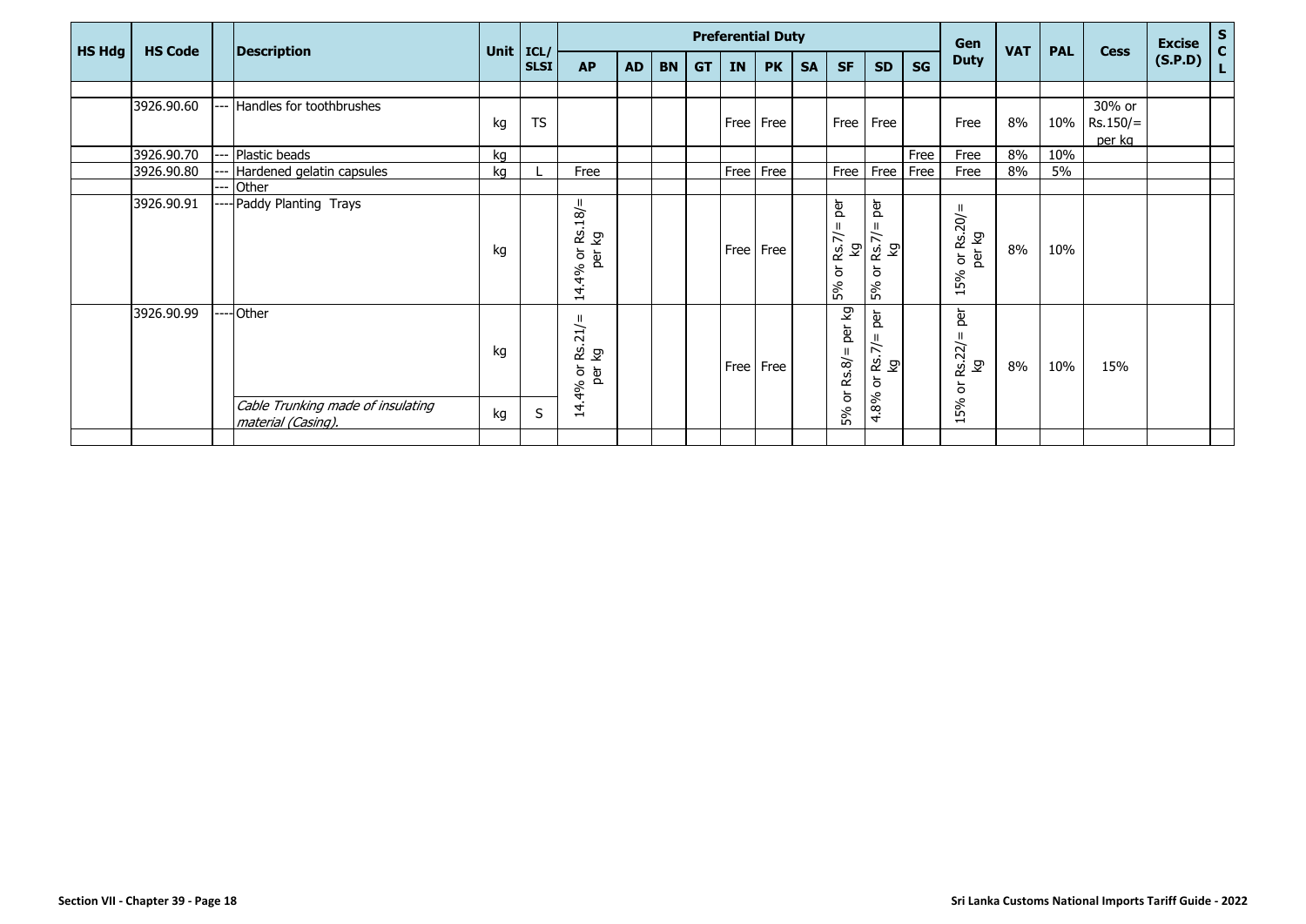| HS Hdg | HS Code | | Description | Unit | ICL/ SLSI | Preferential Duty | | | | | | | | | | Gen Duty | VAT | PAL | Cess | Excise (S.P.D) | S C L |
|---|---|---|---|---|---|---|---|---|---|---|---|---|---|---|---|---|---|---|---|---|---|
| | | | | | | AP | AD | BN | GT | IN | PK | SA | SF | SD | SG | | | | | | |
| | | | | | | | | | | | | | | | | | | | | | |
| | 3926.90.60 | --- | Handles for toothbrushes | kg | TS | | | | | Free | Free | | Free | Free | | Free | 8% | 10% | 30% or Rs.150/= per kg | | |
| | 3926.90.70 | --- | Plastic beads | kg | | | | | | | | | | | Free | Free | 8% | 10% | | | |
| | 3926.90.80 | --- | Hardened gelatin capsules | kg | L | Free | | | | Free | Free | | Free | Free | Free | Free | 8% | 5% | | | |
| | | --- | Other | | | | | | | | | | | | | | | | | | |
| | 3926.90.91 | ---- | Paddy Planting Trays | kg | | 14.4% or Rs.18/= per kg | | | | Free | Free | | 5% or Rs.7/= per kg | 5% or Rs.7/= per kg | | 15% or Rs.20/= per kg | 8% | 10% | | | |
| | 3926.90.99 | ---- | Other | kg | | 14.4% or Rs.21/= per kg | | | | Free | Free | | 5% or Rs.8/= per kg | 4.8% or Rs.7/= per kg | | 15% or Rs.22/= per kg | 8% | 10% | 15% | | |
| | | | *Cable Trunking made of insulating material (Casing).* | kg | S | | | | | | | | | | | | | | | | |